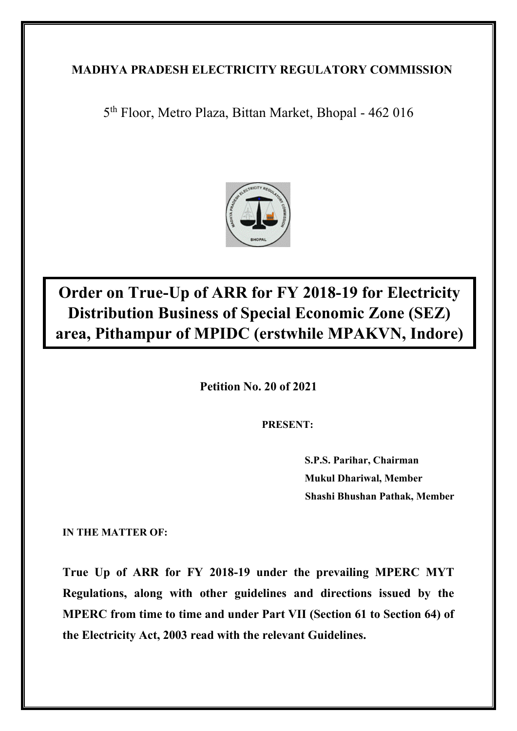**MADHYA PRADESH ELECTRICITY REGULATORY COMMISSION**

5th Floor, Metro Plaza, Bittan Market, Bhopal - 462 016

# Order on True-Up of ARR for FY 2018-19 for Electricity Distribution Business of Special Economic Zone (SEZ) area, Pithampur of MPIDC (erstwhile MPAKVN, Indore)

**Petition No. 20 of 2021**

**PRESENT:**

**S.P.S. Parihar, Chairman**
**Mukul Dhariwal, Member**
**Shashi Bhushan Pathak, Member**

**IN THE MATTER OF:**

**True Up of ARR for FY 2018-19 under the prevailing MPERC MYT Regulations, along with other guidelines and directions issued by the MPERC from time to time and under Part VII (Section 61 to Section 64) of the Electricity Act, 2003 read with the relevant Guidelines.**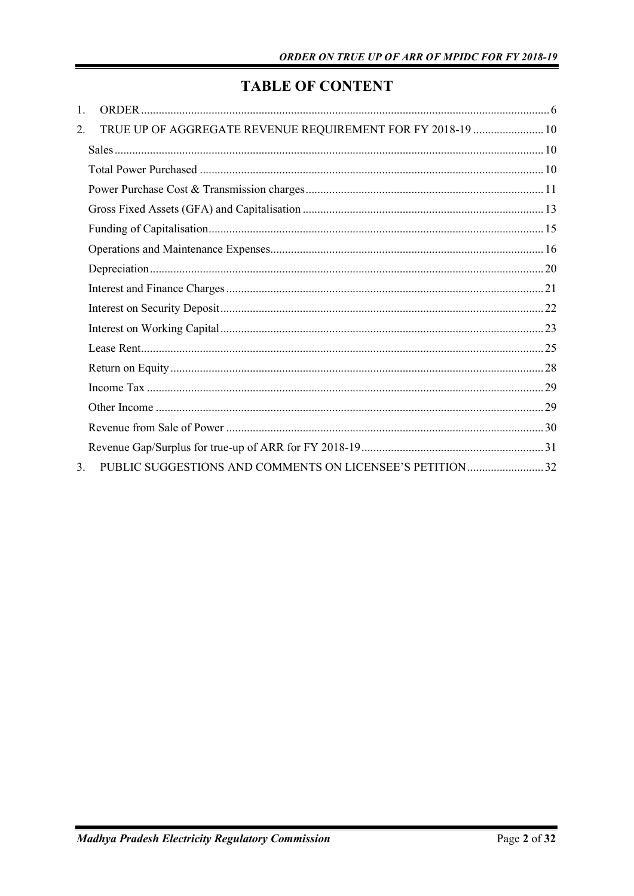# TABLE OF CONTENT

1. ORDER .......... 6
2. TRUE UP OF AGGREGATE REVENUE REQUIREMENT FOR FY 2018-19 .......... 10
   - Sales .......... 10
   - Total Power Purchased .......... 10
   - Power Purchase Cost & Transmission charges .......... 11
   - Gross Fixed Assets (GFA) and Capitalisation .......... 13
   - Funding of Capitalisation .......... 15
   - Operations and Maintenance Expenses .......... 16
   - Depreciation .......... 20
   - Interest and Finance Charges .......... 21
   - Interest on Security Deposit .......... 22
   - Interest on Working Capital .......... 23
   - Lease Rent .......... 25
   - Return on Equity .......... 28
   - Income Tax .......... 29
   - Other Income .......... 29
   - Revenue from Sale of Power .......... 30
   - Revenue Gap/Surplus for true-up of ARR for FY 2018-19 .......... 31
3. PUBLIC SUGGESTIONS AND COMMENTS ON LICENSEE'S PETITION .......... 32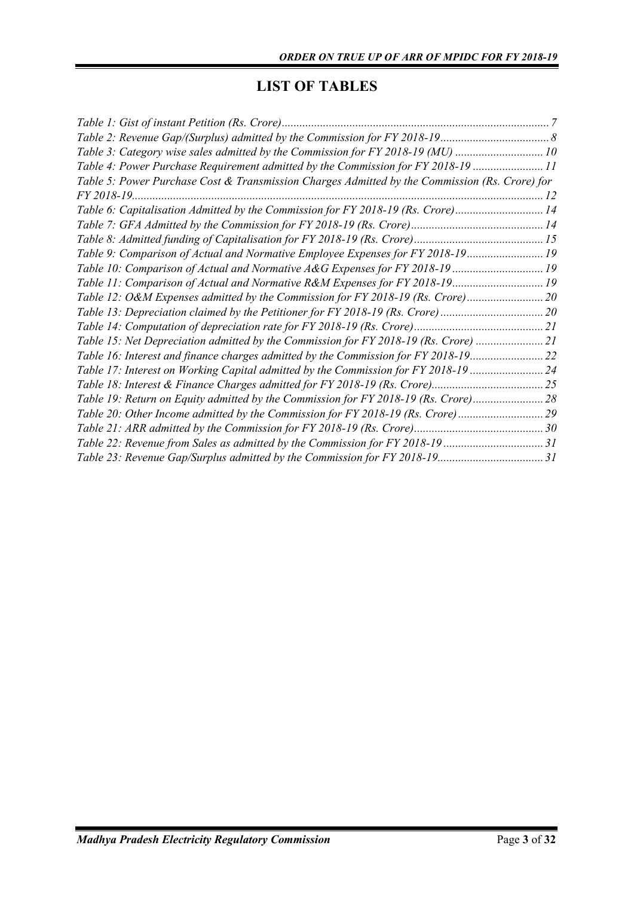# LIST OF TABLES

*Table 1: Gist of instant Petition (Rs. Crore)* .......... 7
*Table 2: Revenue Gap/(Surplus) admitted by the Commission for FY 2018-19* .......... 8
*Table 3: Category wise sales admitted by the Commission for FY 2018-19 (MU)* .......... 10
*Table 4: Power Purchase Requirement admitted by the Commission for FY 2018-19* .......... 11
*Table 5: Power Purchase Cost & Transmission Charges Admitted by the Commission (Rs. Crore) for FY 2018-19* .......... 12
*Table 6: Capitalisation Admitted by the Commission for FY 2018-19 (Rs. Crore)* .......... 14
*Table 7: GFA Admitted by the Commission for FY 2018-19 (Rs. Crore)* .......... 14
*Table 8: Admitted funding of Capitalisation for FY 2018-19 (Rs. Crore)* .......... 15
*Table 9: Comparison of Actual and Normative Employee Expenses for FY 2018-19* .......... 19
*Table 10: Comparison of Actual and Normative A&G Expenses for FY 2018-19* .......... 19
*Table 11: Comparison of Actual and Normative R&M Expenses for FY 2018-19* .......... 19
*Table 12: O&M Expenses admitted by the Commission for FY 2018-19 (Rs. Crore)* .......... 20
*Table 13: Depreciation claimed by the Petitioner for FY 2018-19 (Rs. Crore)* .......... 20
*Table 14: Computation of depreciation rate for FY 2018-19 (Rs. Crore)* .......... 21
*Table 15: Net Depreciation admitted by the Commission for FY 2018-19 (Rs. Crore)* .......... 21
*Table 16: Interest and finance charges admitted by the Commission for FY 2018-19* .......... 22
*Table 17: Interest on Working Capital admitted by the Commission for FY 2018-19* .......... 24
*Table 18: Interest & Finance Charges admitted for FY 2018-19 (Rs. Crore)* .......... 25
*Table 19: Return on Equity admitted by the Commission for FY 2018-19 (Rs. Crore)* .......... 28
*Table 20: Other Income admitted by the Commission for FY 2018-19 (Rs. Crore)* .......... 29
*Table 21: ARR admitted by the Commission for FY 2018-19 (Rs. Crore)* .......... 30
*Table 22: Revenue from Sales as admitted by the Commission for FY 2018-19* .......... 31
*Table 23: Revenue Gap/Surplus admitted by the Commission for FY 2018-19* .......... 31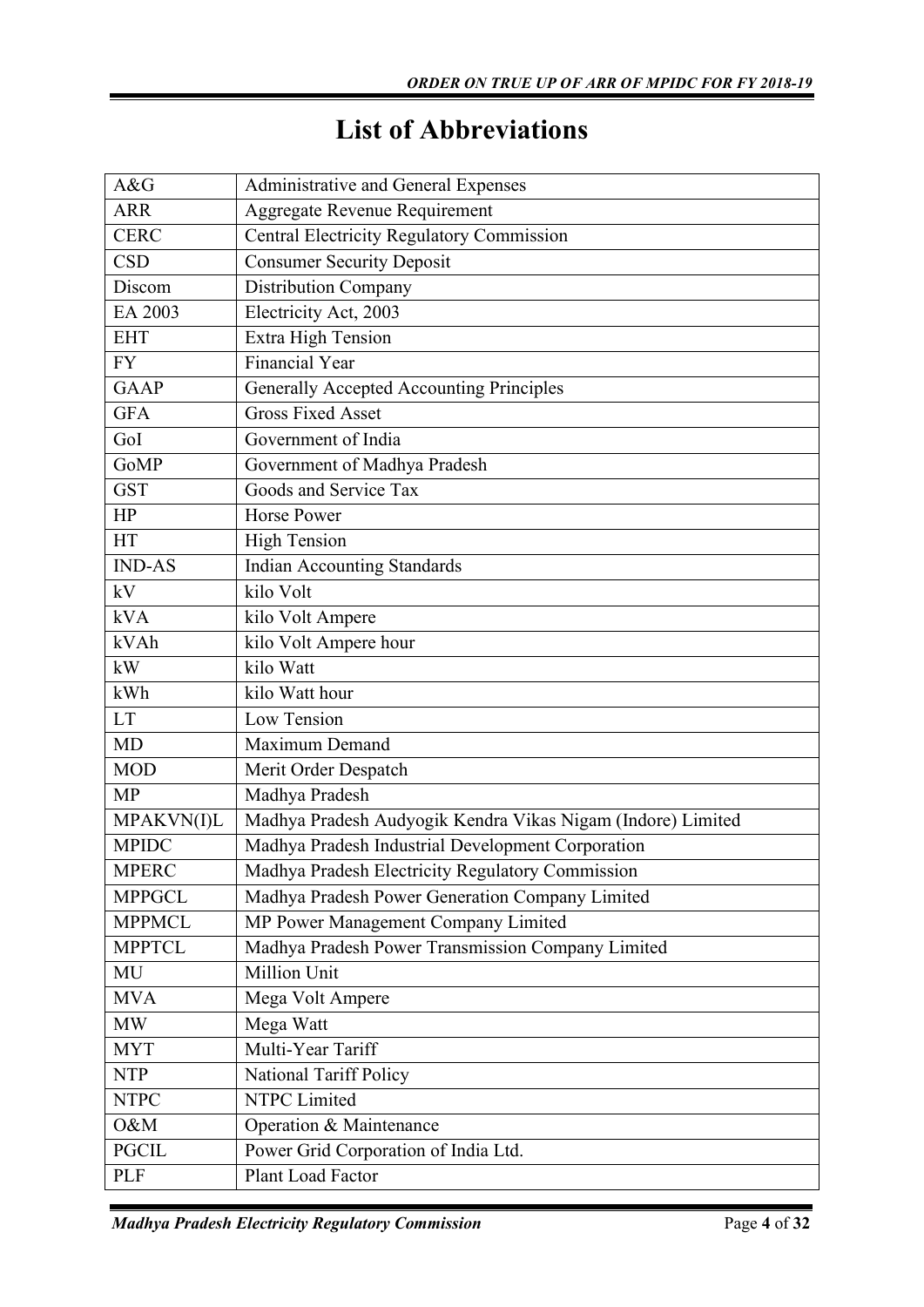# List of Abbreviations

| A&G | Administrative and General Expenses |
|---|---|
| ARR | Aggregate Revenue Requirement |
| CERC | Central Electricity Regulatory Commission |
| CSD | Consumer Security Deposit |
| Discom | Distribution Company |
| EA 2003 | Electricity Act, 2003 |
| EHT | Extra High Tension |
| FY | Financial Year |
| GAAP | Generally Accepted Accounting Principles |
| GFA | Gross Fixed Asset |
| GoI | Government of India |
| GoMP | Government of Madhya Pradesh |
| GST | Goods and Service Tax |
| HP | Horse Power |
| HT | High Tension |
| IND-AS | Indian Accounting Standards |
| kV | kilo Volt |
| kVA | kilo Volt Ampere |
| kVAh | kilo Volt Ampere hour |
| kW | kilo Watt |
| kWh | kilo Watt hour |
| LT | Low Tension |
| MD | Maximum Demand |
| MOD | Merit Order Despatch |
| MP | Madhya Pradesh |
| MPAKVN(I)L | Madhya Pradesh Audyogik Kendra Vikas Nigam (Indore) Limited |
| MPIDC | Madhya Pradesh Industrial Development Corporation |
| MPERC | Madhya Pradesh Electricity Regulatory Commission |
| MPPGCL | Madhya Pradesh Power Generation Company Limited |
| MPPMCL | MP Power Management Company Limited |
| MPPTCL | Madhya Pradesh Power Transmission Company Limited |
| MU | Million Unit |
| MVA | Mega Volt Ampere |
| MW | Mega Watt |
| MYT | Multi-Year Tariff |
| NTP | National Tariff Policy |
| NTPC | NTPC Limited |
| O&M | Operation & Maintenance |
| PGCIL | Power Grid Corporation of India Ltd. |
| PLF | Plant Load Factor |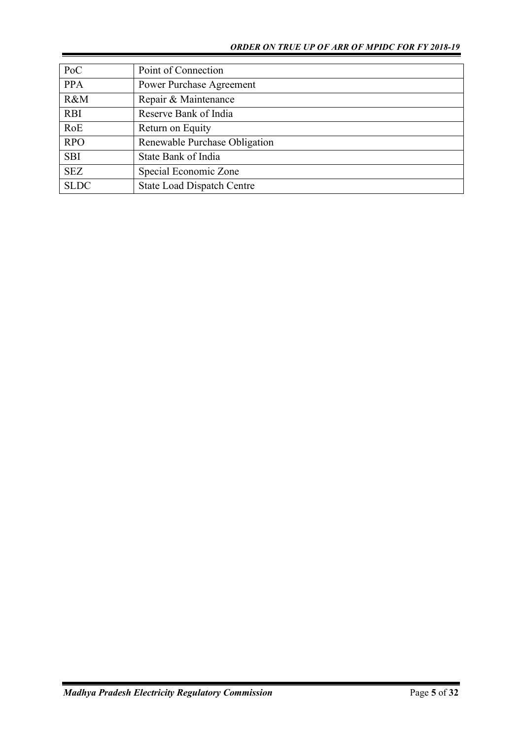| | |
|---|---|
| PoC | Point of Connection |
| PPA | Power Purchase Agreement |
| R&M | Repair & Maintenance |
| RBI | Reserve Bank of India |
| RoE | Return on Equity |
| RPO | Renewable Purchase Obligation |
| SBI | State Bank of India |
| SEZ | Special Economic Zone |
| SLDC | State Load Dispatch Centre |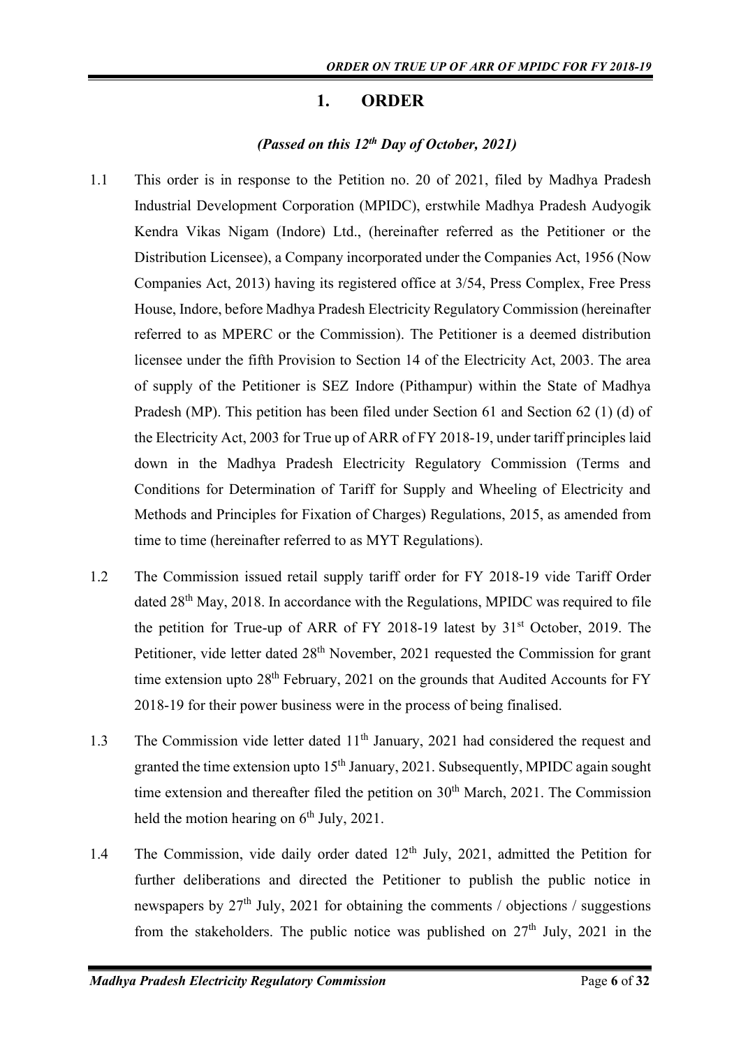# 1. ORDER

***(Passed on this 12th Day of October, 2021)***

1.1 This order is in response to the Petition no. 20 of 2021, filed by Madhya Pradesh Industrial Development Corporation (MPIDC), erstwhile Madhya Pradesh Audyogik Kendra Vikas Nigam (Indore) Ltd., (hereinafter referred as the Petitioner or the Distribution Licensee), a Company incorporated under the Companies Act, 1956 (Now Companies Act, 2013) having its registered office at 3/54, Press Complex, Free Press House, Indore, before Madhya Pradesh Electricity Regulatory Commission (hereinafter referred to as MPERC or the Commission). The Petitioner is a deemed distribution licensee under the fifth Provision to Section 14 of the Electricity Act, 2003. The area of supply of the Petitioner is SEZ Indore (Pithampur) within the State of Madhya Pradesh (MP). This petition has been filed under Section 61 and Section 62 (1) (d) of the Electricity Act, 2003 for True up of ARR of FY 2018-19, under tariff principles laid down in the Madhya Pradesh Electricity Regulatory Commission (Terms and Conditions for Determination of Tariff for Supply and Wheeling of Electricity and Methods and Principles for Fixation of Charges) Regulations, 2015, as amended from time to time (hereinafter referred to as MYT Regulations).

1.2 The Commission issued retail supply tariff order for FY 2018-19 vide Tariff Order dated 28th May, 2018. In accordance with the Regulations, MPIDC was required to file the petition for True-up of ARR of FY 2018-19 latest by 31st October, 2019. The Petitioner, vide letter dated 28th November, 2021 requested the Commission for grant time extension upto 28th February, 2021 on the grounds that Audited Accounts for FY 2018-19 for their power business were in the process of being finalised.

1.3 The Commission vide letter dated 11th January, 2021 had considered the request and granted the time extension upto 15th January, 2021. Subsequently, MPIDC again sought time extension and thereafter filed the petition on 30th March, 2021. The Commission held the motion hearing on 6th July, 2021.

1.4 The Commission, vide daily order dated 12th July, 2021, admitted the Petition for further deliberations and directed the Petitioner to publish the public notice in newspapers by 27th July, 2021 for obtaining the comments / objections / suggestions from the stakeholders. The public notice was published on 27th July, 2021 in the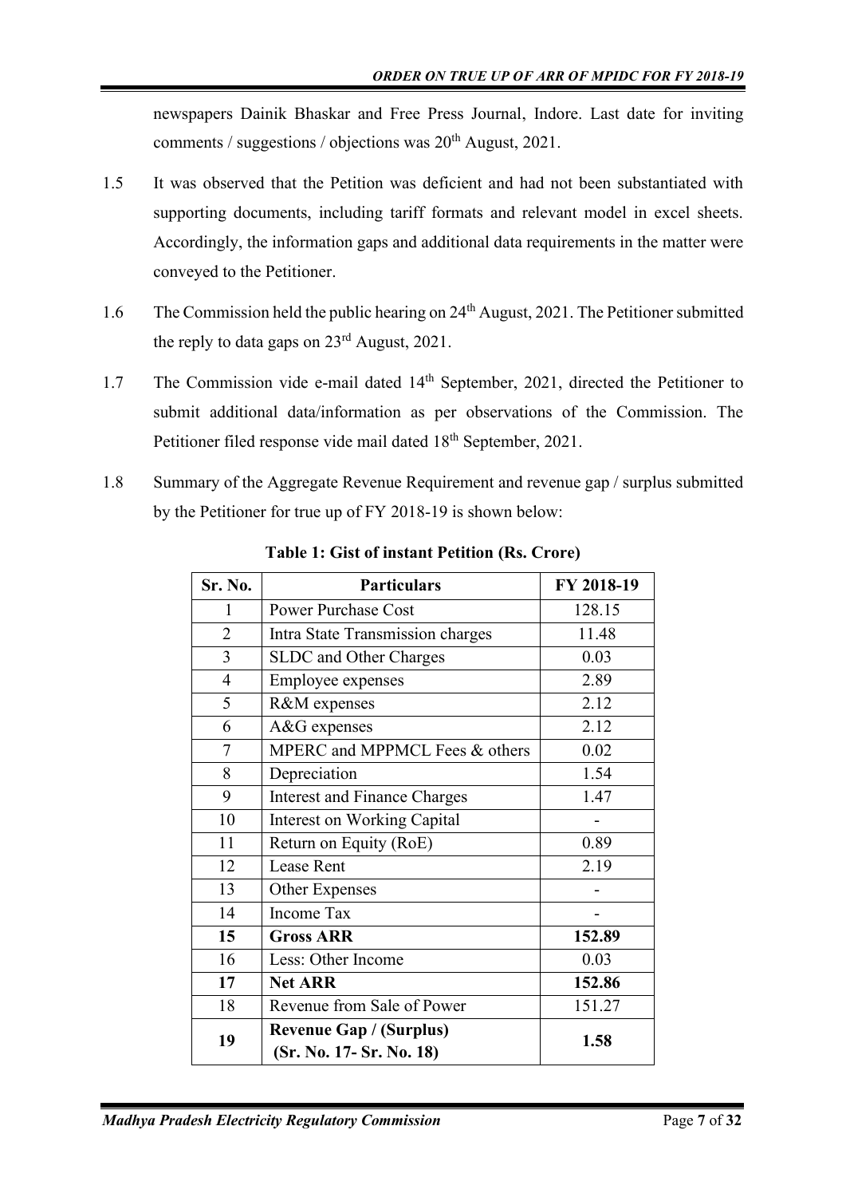newspapers Dainik Bhaskar and Free Press Journal, Indore. Last date for inviting comments / suggestions / objections was 20th August, 2021.

1.5 It was observed that the Petition was deficient and had not been substantiated with supporting documents, including tariff formats and relevant model in excel sheets. Accordingly, the information gaps and additional data requirements in the matter were conveyed to the Petitioner.

1.6 The Commission held the public hearing on 24th August, 2021. The Petitioner submitted the reply to data gaps on 23rd August, 2021.

1.7 The Commission vide e-mail dated 14th September, 2021, directed the Petitioner to submit additional data/information as per observations of the Commission. The Petitioner filed response vide mail dated 18th September, 2021.

1.8 Summary of the Aggregate Revenue Requirement and revenue gap / surplus submitted by the Petitioner for true up of FY 2018-19 is shown below:

**Table 1: Gist of instant Petition (Rs. Crore)**

| Sr. No. | Particulars | FY 2018-19 |
|---|---|---|
| 1 | Power Purchase Cost | 128.15 |
| 2 | Intra State Transmission charges | 11.48 |
| 3 | SLDC and Other Charges | 0.03 |
| 4 | Employee expenses | 2.89 |
| 5 | R&M expenses | 2.12 |
| 6 | A&G expenses | 2.12 |
| 7 | MPERC and MPPMCL Fees & others | 0.02 |
| 8 | Depreciation | 1.54 |
| 9 | Interest and Finance Charges | 1.47 |
| 10 | Interest on Working Capital | - |
| 11 | Return on Equity (RoE) | 0.89 |
| 12 | Lease Rent | 2.19 |
| 13 | Other Expenses | - |
| 14 | Income Tax | - |
| **15** | **Gross ARR** | **152.89** |
| 16 | Less: Other Income | 0.03 |
| **17** | **Net ARR** | **152.86** |
| 18 | Revenue from Sale of Power | 151.27 |
| **19** | **Revenue Gap / (Surplus) (Sr. No. 17- Sr. No. 18)** | **1.58** |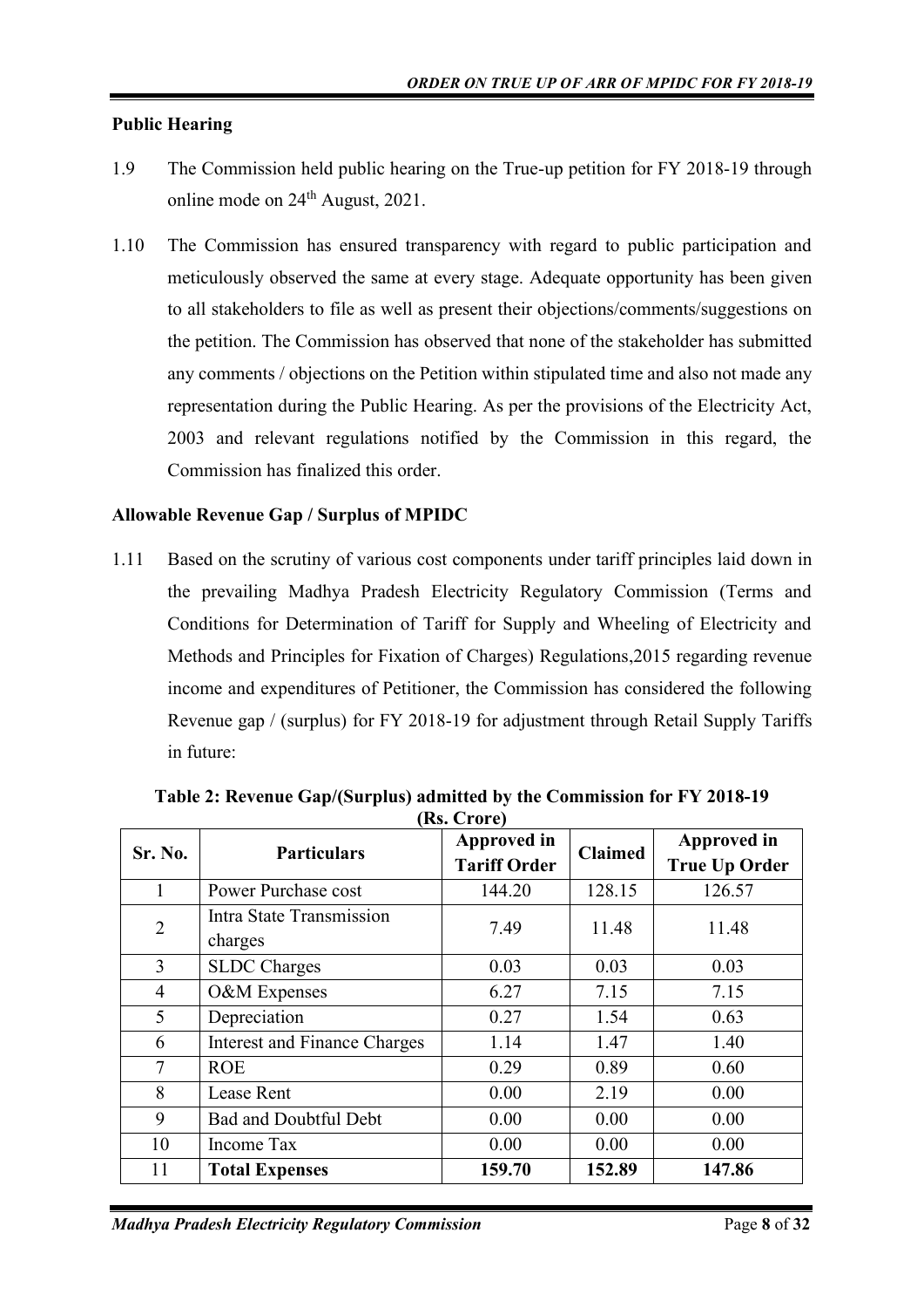**Public Hearing**

1.9 The Commission held public hearing on the True-up petition for FY 2018-19 through online mode on 24th August, 2021.

1.10 The Commission has ensured transparency with regard to public participation and meticulously observed the same at every stage. Adequate opportunity has been given to all stakeholders to file as well as present their objections/comments/suggestions on the petition. The Commission has observed that none of the stakeholder has submitted any comments / objections on the Petition within stipulated time and also not made any representation during the Public Hearing. As per the provisions of the Electricity Act, 2003 and relevant regulations notified by the Commission in this regard, the Commission has finalized this order.

**Allowable Revenue Gap / Surplus of MPIDC**

1.11 Based on the scrutiny of various cost components under tariff principles laid down in the prevailing Madhya Pradesh Electricity Regulatory Commission (Terms and Conditions for Determination of Tariff for Supply and Wheeling of Electricity and Methods and Principles for Fixation of Charges) Regulations,2015 regarding revenue income and expenditures of Petitioner, the Commission has considered the following Revenue gap / (surplus) for FY 2018-19 for adjustment through Retail Supply Tariffs in future:

**Table 2: Revenue Gap/(Surplus) admitted by the Commission for FY 2018-19 (Rs. Crore)**

| Sr. No. | Particulars | Approved in Tariff Order | Claimed | Approved in True Up Order |
|---|---|---|---|---|
| 1 | Power Purchase cost | 144.20 | 128.15 | 126.57 |
| 2 | Intra State Transmission charges | 7.49 | 11.48 | 11.48 |
| 3 | SLDC Charges | 0.03 | 0.03 | 0.03 |
| 4 | O&M Expenses | 6.27 | 7.15 | 7.15 |
| 5 | Depreciation | 0.27 | 1.54 | 0.63 |
| 6 | Interest and Finance Charges | 1.14 | 1.47 | 1.40 |
| 7 | ROE | 0.29 | 0.89 | 0.60 |
| 8 | Lease Rent | 0.00 | 2.19 | 0.00 |
| 9 | Bad and Doubtful Debt | 0.00 | 0.00 | 0.00 |
| 10 | Income Tax | 0.00 | 0.00 | 0.00 |
| 11 | **Total Expenses** | **159.70** | **152.89** | **147.86** |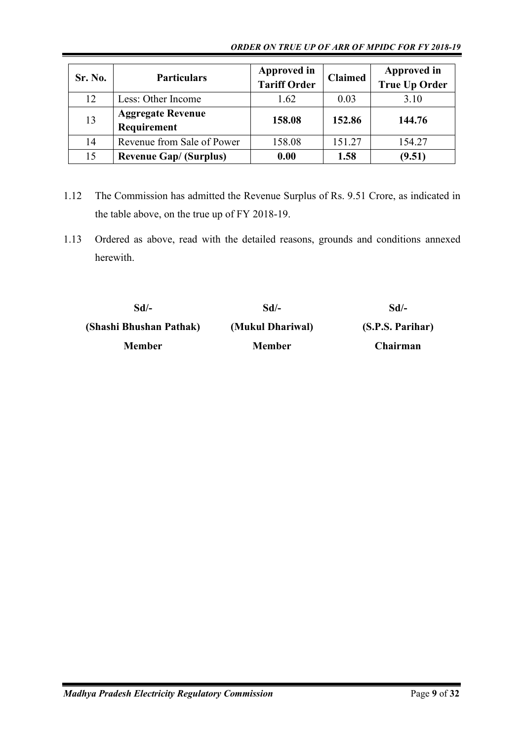| Sr. No. | Particulars | Approved in Tariff Order | Claimed | Approved in True Up Order |
|---|---|---|---|---|
| 12 | Less: Other Income | 1.62 | 0.03 | 3.10 |
| 13 | **Aggregate Revenue Requirement** | **158.08** | **152.86** | **144.76** |
| 14 | Revenue from Sale of Power | 158.08 | 151.27 | 154.27 |
| 15 | **Revenue Gap/ (Surplus)** | **0.00** | **1.58** | **(9.51)** |

1.12 The Commission has admitted the Revenue Surplus of Rs. 9.51 Crore, as indicated in the table above, on the true up of FY 2018-19.

1.13 Ordered as above, read with the detailed reasons, grounds and conditions annexed herewith.

| Sd/- | Sd/- | Sd/- |
|---|---|---|
| **(Shashi Bhushan Pathak)** | **(Mukul Dhariwal)** | **(S.P.S. Parihar)** |
| **Member** | **Member** | **Chairman** |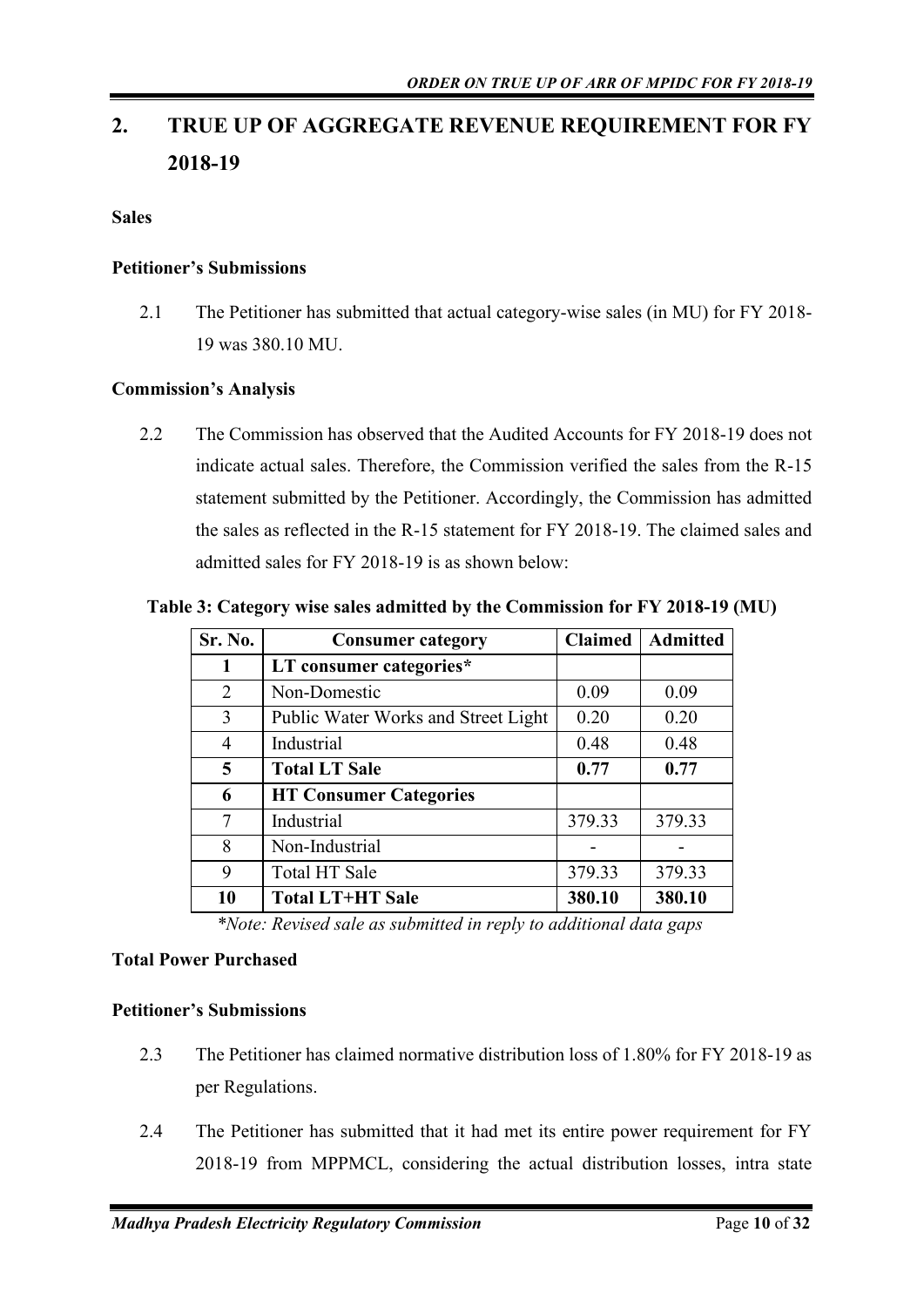## 2. TRUE UP OF AGGREGATE REVENUE REQUIREMENT FOR FY 2018-19

**Sales**

**Petitioner's Submissions**

2.1 The Petitioner has submitted that actual category-wise sales (in MU) for FY 2018-19 was 380.10 MU.

**Commission's Analysis**

2.2 The Commission has observed that the Audited Accounts for FY 2018-19 does not indicate actual sales. Therefore, the Commission verified the sales from the R-15 statement submitted by the Petitioner. Accordingly, the Commission has admitted the sales as reflected in the R-15 statement for FY 2018-19. The claimed sales and admitted sales for FY 2018-19 is as shown below:

**Table 3: Category wise sales admitted by the Commission for FY 2018-19 (MU)**

| Sr. No. | Consumer category | Claimed | Admitted |
|---|---|---|---|
| **1** | **LT consumer categories*** | | |
| 2 | Non-Domestic | 0.09 | 0.09 |
| 3 | Public Water Works and Street Light | 0.20 | 0.20 |
| 4 | Industrial | 0.48 | 0.48 |
| **5** | **Total LT Sale** | **0.77** | **0.77** |
| **6** | **HT Consumer Categories** | | |
| 7 | Industrial | 379.33 | 379.33 |
| 8 | Non-Industrial | - | - |
| 9 | Total HT Sale | 379.33 | 379.33 |
| **10** | **Total LT+HT Sale** | **380.10** | **380.10** |

*\*Note: Revised sale as submitted in reply to additional data gaps*

**Total Power Purchased**

**Petitioner's Submissions**

2.3 The Petitioner has claimed normative distribution loss of 1.80% for FY 2018-19 as per Regulations.

2.4 The Petitioner has submitted that it had met its entire power requirement for FY 2018-19 from MPPMCL, considering the actual distribution losses, intra state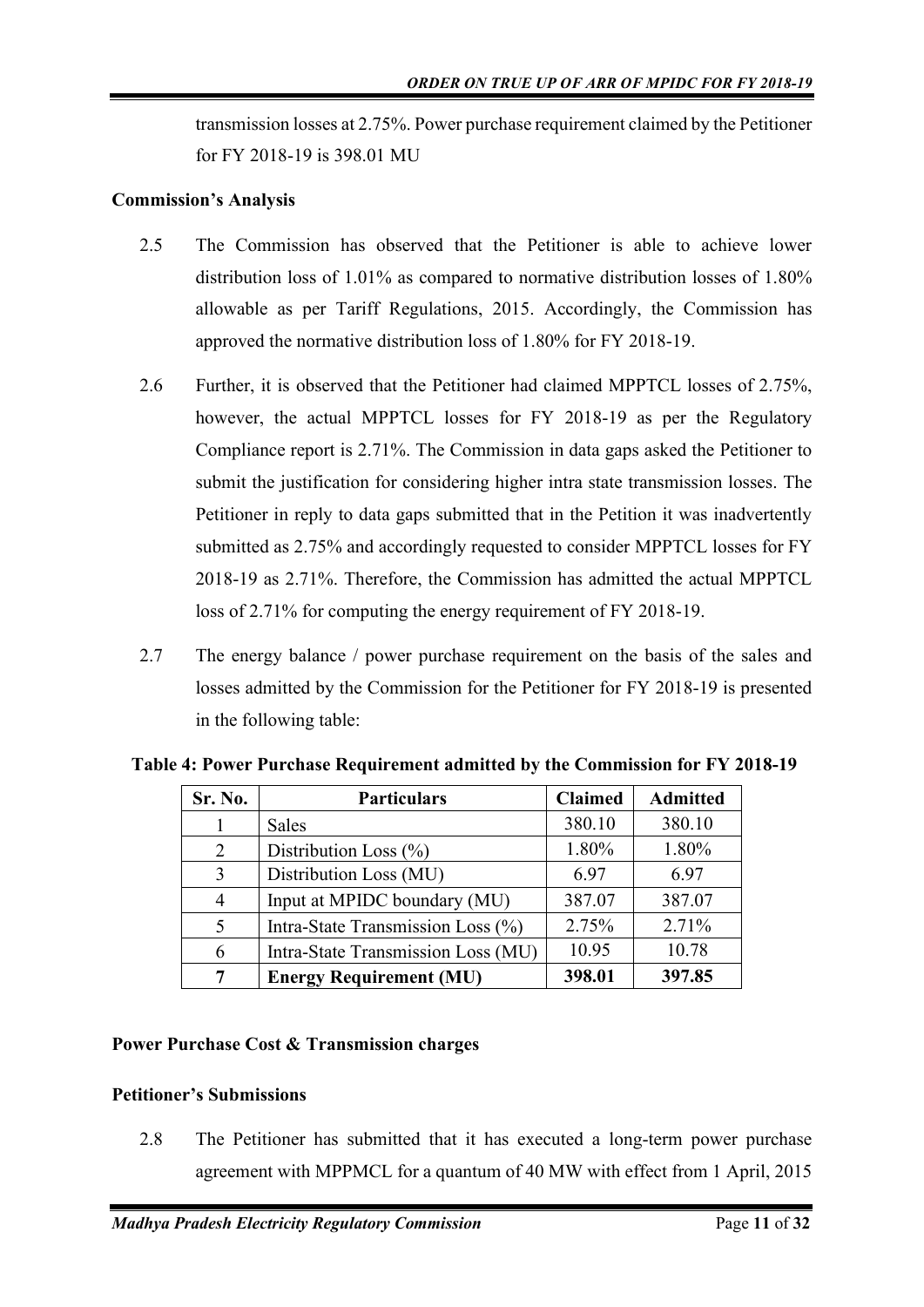transmission losses at 2.75%. Power purchase requirement claimed by the Petitioner for FY 2018-19 is 398.01 MU

**Commission's Analysis**

2.5 The Commission has observed that the Petitioner is able to achieve lower distribution loss of 1.01% as compared to normative distribution losses of 1.80% allowable as per Tariff Regulations, 2015. Accordingly, the Commission has approved the normative distribution loss of 1.80% for FY 2018-19.

2.6 Further, it is observed that the Petitioner had claimed MPPTCL losses of 2.75%, however, the actual MPPTCL losses for FY 2018-19 as per the Regulatory Compliance report is 2.71%. The Commission in data gaps asked the Petitioner to submit the justification for considering higher intra state transmission losses. The Petitioner in reply to data gaps submitted that in the Petition it was inadvertently submitted as 2.75% and accordingly requested to consider MPPTCL losses for FY 2018-19 as 2.71%. Therefore, the Commission has admitted the actual MPPTCL loss of 2.71% for computing the energy requirement of FY 2018-19.

2.7 The energy balance / power purchase requirement on the basis of the sales and losses admitted by the Commission for the Petitioner for FY 2018-19 is presented in the following table:

**Table 4: Power Purchase Requirement admitted by the Commission for FY 2018-19**

| Sr. No. | Particulars | Claimed | Admitted |
|---|---|---|---|
| 1 | Sales | 380.10 | 380.10 |
| 2 | Distribution Loss (%) | 1.80% | 1.80% |
| 3 | Distribution Loss (MU) | 6.97 | 6.97 |
| 4 | Input at MPIDC boundary (MU) | 387.07 | 387.07 |
| 5 | Intra-State Transmission Loss (%) | 2.75% | 2.71% |
| 6 | Intra-State Transmission Loss (MU) | 10.95 | 10.78 |
| **7** | **Energy Requirement (MU)** | **398.01** | **397.85** |

**Power Purchase Cost & Transmission charges**

**Petitioner's Submissions**

2.8 The Petitioner has submitted that it has executed a long-term power purchase agreement with MPPMCL for a quantum of 40 MW with effect from 1 April, 2015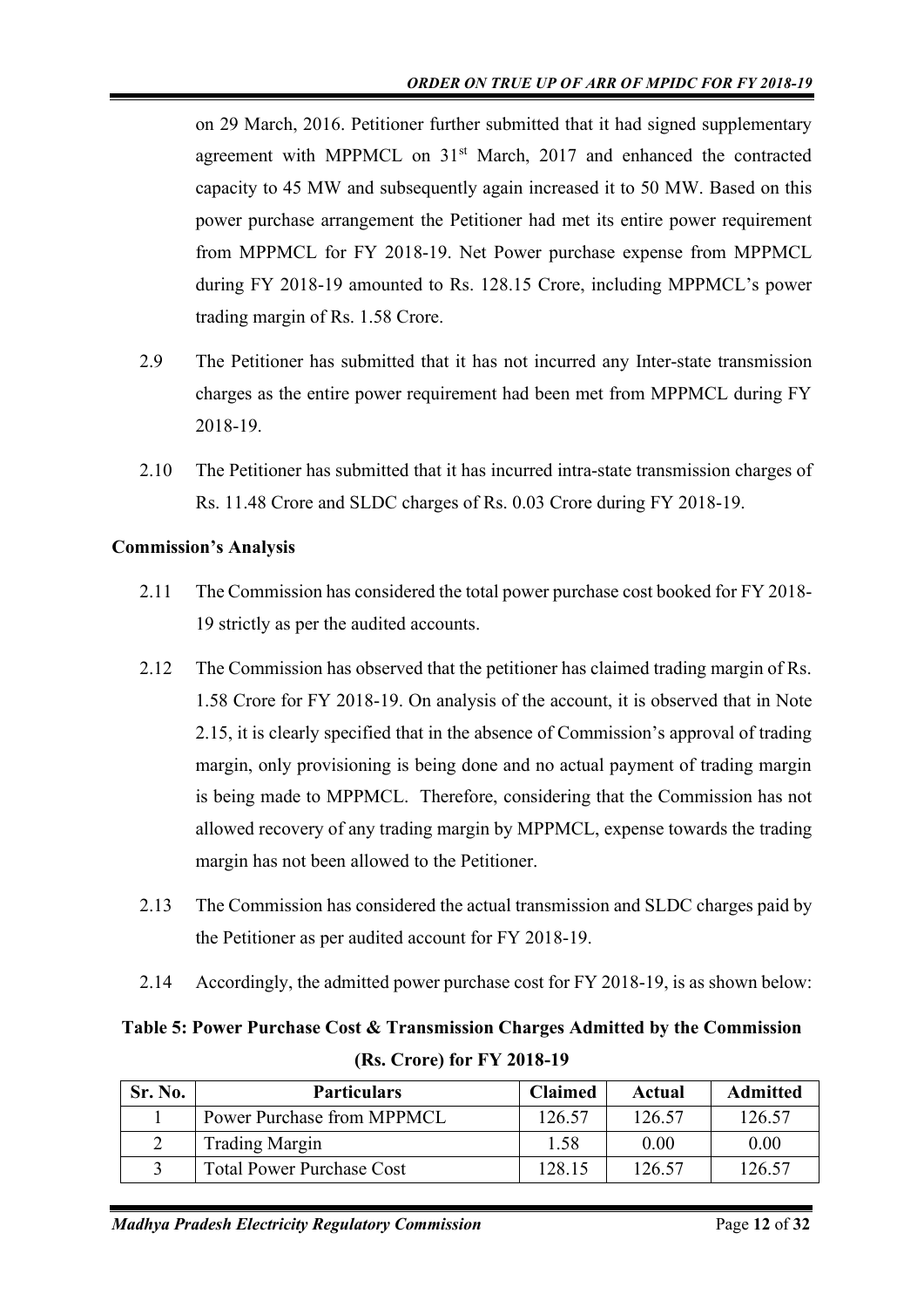on 29 March, 2016. Petitioner further submitted that it had signed supplementary agreement with MPPMCL on 31st March, 2017 and enhanced the contracted capacity to 45 MW and subsequently again increased it to 50 MW. Based on this power purchase arrangement the Petitioner had met its entire power requirement from MPPMCL for FY 2018-19. Net Power purchase expense from MPPMCL during FY 2018-19 amounted to Rs. 128.15 Crore, including MPPMCL's power trading margin of Rs. 1.58 Crore.

2.9 The Petitioner has submitted that it has not incurred any Inter-state transmission charges as the entire power requirement had been met from MPPMCL during FY 2018-19.

2.10 The Petitioner has submitted that it has incurred intra-state transmission charges of Rs. 11.48 Crore and SLDC charges of Rs. 0.03 Crore during FY 2018-19.

**Commission's Analysis**

2.11 The Commission has considered the total power purchase cost booked for FY 2018-19 strictly as per the audited accounts.

2.12 The Commission has observed that the petitioner has claimed trading margin of Rs. 1.58 Crore for FY 2018-19. On analysis of the account, it is observed that in Note 2.15, it is clearly specified that in the absence of Commission's approval of trading margin, only provisioning is being done and no actual payment of trading margin is being made to MPPMCL. Therefore, considering that the Commission has not allowed recovery of any trading margin by MPPMCL, expense towards the trading margin has not been allowed to the Petitioner.

2.13 The Commission has considered the actual transmission and SLDC charges paid by the Petitioner as per audited account for FY 2018-19.

2.14 Accordingly, the admitted power purchase cost for FY 2018-19, is as shown below:

**Table 5: Power Purchase Cost & Transmission Charges Admitted by the Commission (Rs. Crore) for FY 2018-19**

| Sr. No. | Particulars | Claimed | Actual | Admitted |
|---|---|---|---|---|
| 1 | Power Purchase from MPPMCL | 126.57 | 126.57 | 126.57 |
| 2 | Trading Margin | 1.58 | 0.00 | 0.00 |
| 3 | Total Power Purchase Cost | 128.15 | 126.57 | 126.57 |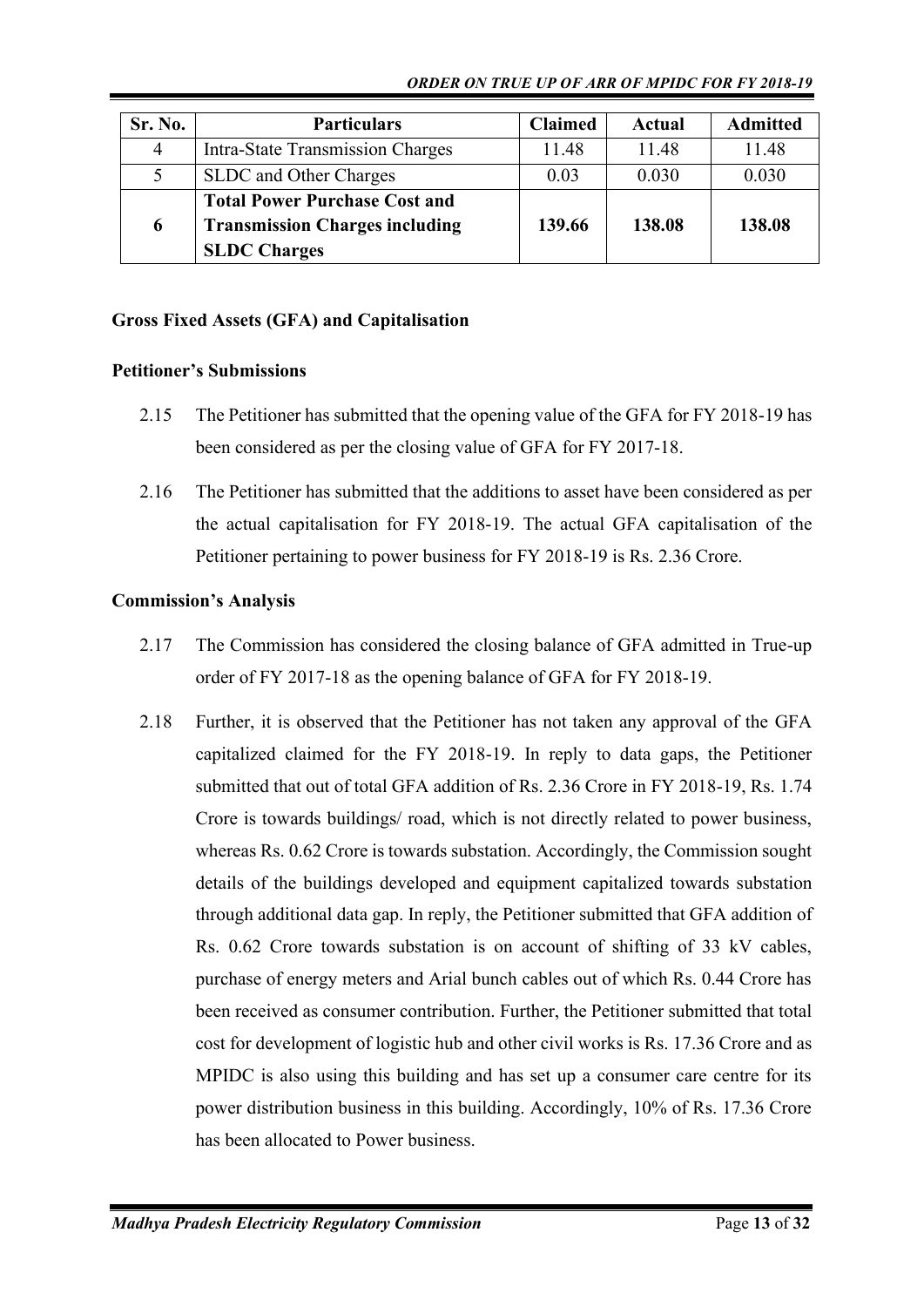| Sr. No. | Particulars | Claimed | Actual | Admitted |
|---|---|---|---|---|
| 4 | Intra-State Transmission Charges | 11.48 | 11.48 | 11.48 |
| 5 | SLDC and Other Charges | 0.03 | 0.030 | 0.030 |
| **6** | **Total Power Purchase Cost and Transmission Charges including SLDC Charges** | **139.66** | **138.08** | **138.08** |

**Gross Fixed Assets (GFA) and Capitalisation**

**Petitioner's Submissions**

2.15 The Petitioner has submitted that the opening value of the GFA for FY 2018-19 has been considered as per the closing value of GFA for FY 2017-18.

2.16 The Petitioner has submitted that the additions to asset have been considered as per the actual capitalisation for FY 2018-19. The actual GFA capitalisation of the Petitioner pertaining to power business for FY 2018-19 is Rs. 2.36 Crore.

**Commission's Analysis**

2.17 The Commission has considered the closing balance of GFA admitted in True-up order of FY 2017-18 as the opening balance of GFA for FY 2018-19.

2.18 Further, it is observed that the Petitioner has not taken any approval of the GFA capitalized claimed for the FY 2018-19. In reply to data gaps, the Petitioner submitted that out of total GFA addition of Rs. 2.36 Crore in FY 2018-19, Rs. 1.74 Crore is towards buildings/ road, which is not directly related to power business, whereas Rs. 0.62 Crore is towards substation. Accordingly, the Commission sought details of the buildings developed and equipment capitalized towards substation through additional data gap. In reply, the Petitioner submitted that GFA addition of Rs. 0.62 Crore towards substation is on account of shifting of 33 kV cables, purchase of energy meters and Arial bunch cables out of which Rs. 0.44 Crore has been received as consumer contribution. Further, the Petitioner submitted that total cost for development of logistic hub and other civil works is Rs. 17.36 Crore and as MPIDC is also using this building and has set up a consumer care centre for its power distribution business in this building. Accordingly, 10% of Rs. 17.36 Crore has been allocated to Power business.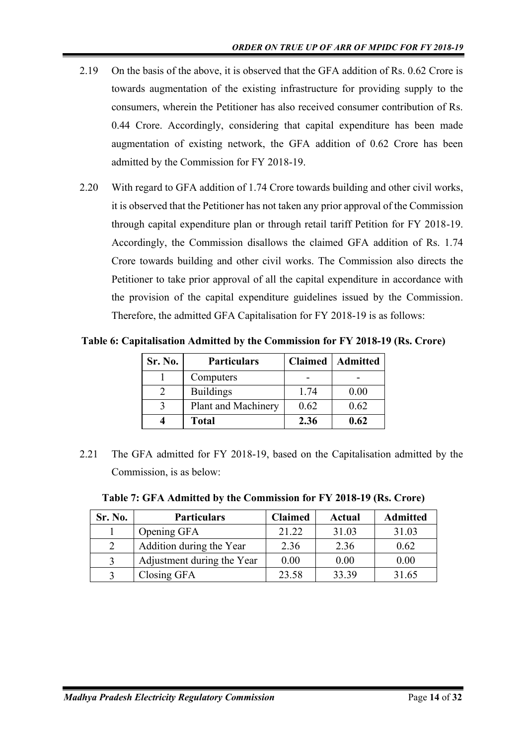2.19 On the basis of the above, it is observed that the GFA addition of Rs. 0.62 Crore is towards augmentation of the existing infrastructure for providing supply to the consumers, wherein the Petitioner has also received consumer contribution of Rs. 0.44 Crore. Accordingly, considering that capital expenditure has been made augmentation of existing network, the GFA addition of 0.62 Crore has been admitted by the Commission for FY 2018-19.

2.20 With regard to GFA addition of 1.74 Crore towards building and other civil works, it is observed that the Petitioner has not taken any prior approval of the Commission through capital expenditure plan or through retail tariff Petition for FY 2018-19. Accordingly, the Commission disallows the claimed GFA addition of Rs. 1.74 Crore towards building and other civil works. The Commission also directs the Petitioner to take prior approval of all the capital expenditure in accordance with the provision of the capital expenditure guidelines issued by the Commission. Therefore, the admitted GFA Capitalisation for FY 2018-19 is as follows:

**Table 6: Capitalisation Admitted by the Commission for FY 2018-19 (Rs. Crore)**

| Sr. No. | Particulars | Claimed | Admitted |
|---|---|---|---|
| 1 | Computers | - | - |
| 2 | Buildings | 1.74 | 0.00 |
| 3 | Plant and Machinery | 0.62 | 0.62 |
| **4** | **Total** | **2.36** | **0.62** |

2.21 The GFA admitted for FY 2018-19, based on the Capitalisation admitted by the Commission, is as below:

**Table 7: GFA Admitted by the Commission for FY 2018-19 (Rs. Crore)**

| Sr. No. | Particulars | Claimed | Actual | Admitted |
|---|---|---|---|---|
| 1 | Opening GFA | 21.22 | 31.03 | 31.03 |
| 2 | Addition during the Year | 2.36 | 2.36 | 0.62 |
| 3 | Adjustment during the Year | 0.00 | 0.00 | 0.00 |
| 3 | Closing GFA | 23.58 | 33.39 | 31.65 |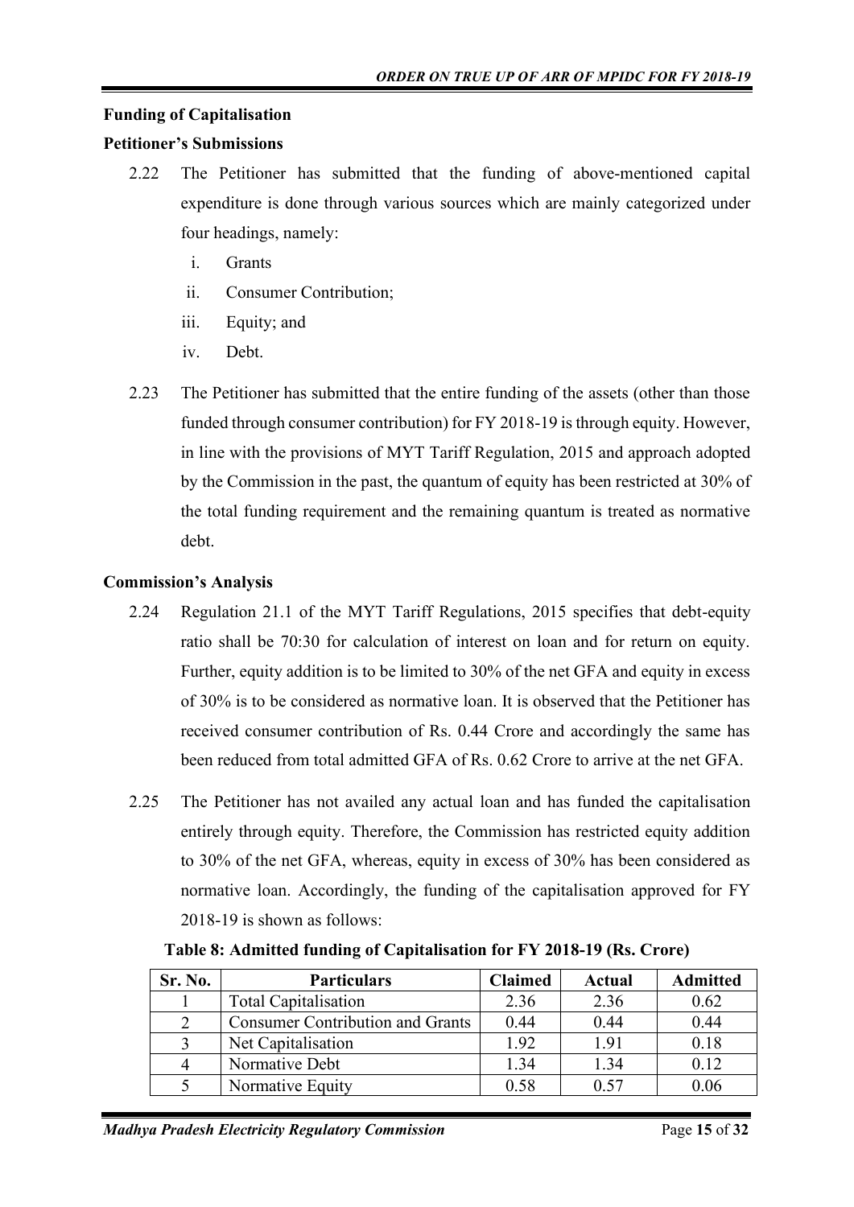**Funding of Capitalisation**

**Petitioner's Submissions**

2.22 The Petitioner has submitted that the funding of above-mentioned capital expenditure is done through various sources which are mainly categorized under four headings, namely:

   i. Grants
   ii. Consumer Contribution;
   iii. Equity; and
   iv. Debt.

2.23 The Petitioner has submitted that the entire funding of the assets (other than those funded through consumer contribution) for FY 2018-19 is through equity. However, in line with the provisions of MYT Tariff Regulation, 2015 and approach adopted by the Commission in the past, the quantum of equity has been restricted at 30% of the total funding requirement and the remaining quantum is treated as normative debt.

**Commission's Analysis**

2.24 Regulation 21.1 of the MYT Tariff Regulations, 2015 specifies that debt-equity ratio shall be 70:30 for calculation of interest on loan and for return on equity. Further, equity addition is to be limited to 30% of the net GFA and equity in excess of 30% is to be considered as normative loan. It is observed that the Petitioner has received consumer contribution of Rs. 0.44 Crore and accordingly the same has been reduced from total admitted GFA of Rs. 0.62 Crore to arrive at the net GFA.

2.25 The Petitioner has not availed any actual loan and has funded the capitalisation entirely through equity. Therefore, the Commission has restricted equity addition to 30% of the net GFA, whereas, equity in excess of 30% has been considered as normative loan. Accordingly, the funding of the capitalisation approved for FY 2018-19 is shown as follows:

**Table 8: Admitted funding of Capitalisation for FY 2018-19 (Rs. Crore)**

| Sr. No. | Particulars | Claimed | Actual | Admitted |
|---|---|---|---|---|
| 1 | Total Capitalisation | 2.36 | 2.36 | 0.62 |
| 2 | Consumer Contribution and Grants | 0.44 | 0.44 | 0.44 |
| 3 | Net Capitalisation | 1.92 | 1.91 | 0.18 |
| 4 | Normative Debt | 1.34 | 1.34 | 0.12 |
| 5 | Normative Equity | 0.58 | 0.57 | 0.06 |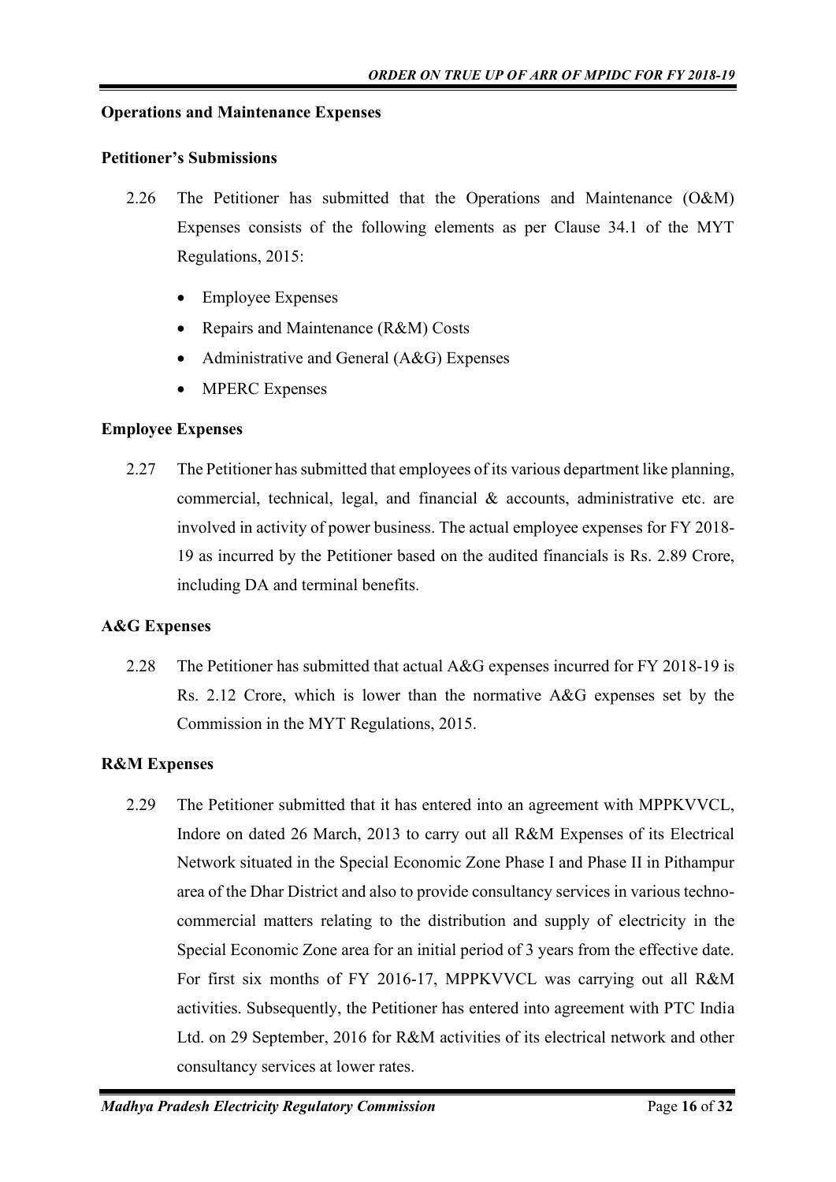**Operations and Maintenance Expenses**

**Petitioner's Submissions**

2.26 The Petitioner has submitted that the Operations and Maintenance (O&M) Expenses consists of the following elements as per Clause 34.1 of the MYT Regulations, 2015:

- Employee Expenses
- Repairs and Maintenance (R&M) Costs
- Administrative and General (A&G) Expenses
- MPERC Expenses

**Employee Expenses**

2.27 The Petitioner has submitted that employees of its various department like planning, commercial, technical, legal, and financial & accounts, administrative etc. are involved in activity of power business. The actual employee expenses for FY 2018-19 as incurred by the Petitioner based on the audited financials is Rs. 2.89 Crore, including DA and terminal benefits.

**A&G Expenses**

2.28 The Petitioner has submitted that actual A&G expenses incurred for FY 2018-19 is Rs. 2.12 Crore, which is lower than the normative A&G expenses set by the Commission in the MYT Regulations, 2015.

**R&M Expenses**

2.29 The Petitioner submitted that it has entered into an agreement with MPPKVVCL, Indore on dated 26 March, 2013 to carry out all R&M Expenses of its Electrical Network situated in the Special Economic Zone Phase I and Phase II in Pithampur area of the Dhar District and also to provide consultancy services in various techno-commercial matters relating to the distribution and supply of electricity in the Special Economic Zone area for an initial period of 3 years from the effective date. For first six months of FY 2016-17, MPPKVVCL was carrying out all R&M activities. Subsequently, the Petitioner has entered into agreement with PTC India Ltd. on 29 September, 2016 for R&M activities of its electrical network and other consultancy services at lower rates.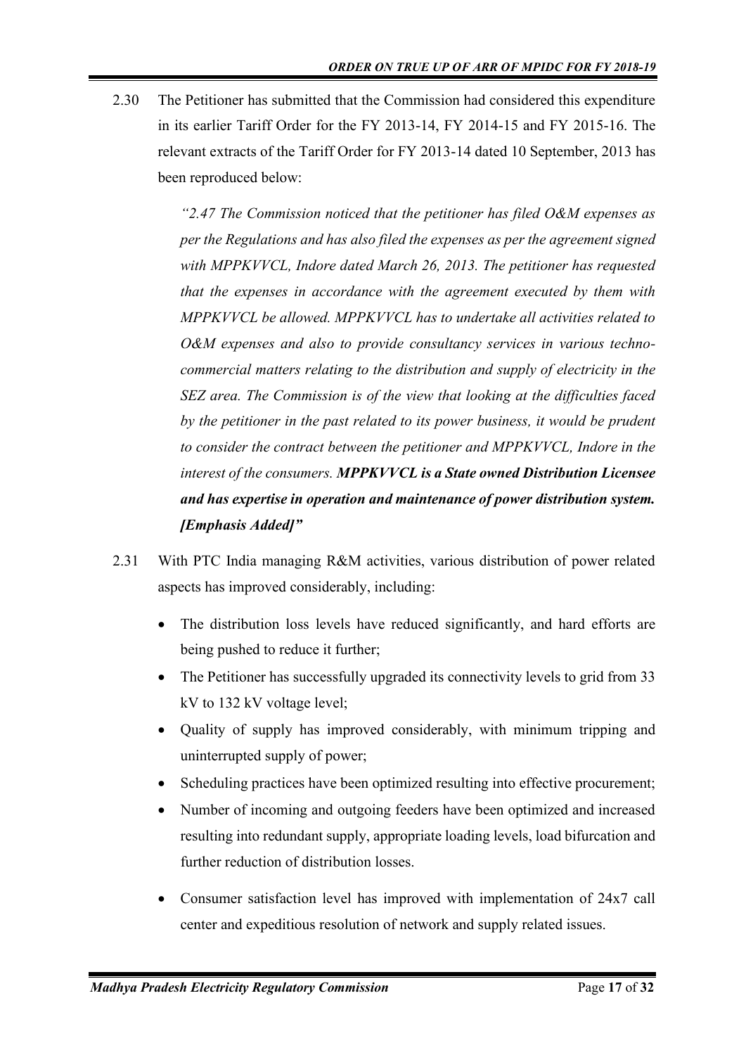2.30 The Petitioner has submitted that the Commission had considered this expenditure in its earlier Tariff Order for the FY 2013-14, FY 2014-15 and FY 2015-16. The relevant extracts of the Tariff Order for FY 2013-14 dated 10 September, 2013 has been reproduced below:

> *"2.47 The Commission noticed that the petitioner has filed O&M expenses as per the Regulations and has also filed the expenses as per the agreement signed with MPPKVVCL, Indore dated March 26, 2013. The petitioner has requested that the expenses in accordance with the agreement executed by them with MPPKVVCL be allowed. MPPKVVCL has to undertake all activities related to O&M expenses and also to provide consultancy services in various techno-commercial matters relating to the distribution and supply of electricity in the SEZ area. The Commission is of the view that looking at the difficulties faced by the petitioner in the past related to its power business, it would be prudent to consider the contract between the petitioner and MPPKVVCL, Indore in the interest of the consumers.* ***MPPKVVCL is a State owned Distribution Licensee and has expertise in operation and maintenance of power distribution system. [Emphasis Added]"***

2.31 With PTC India managing R&M activities, various distribution of power related aspects has improved considerably, including:

- The distribution loss levels have reduced significantly, and hard efforts are being pushed to reduce it further;
- The Petitioner has successfully upgraded its connectivity levels to grid from 33 kV to 132 kV voltage level;
- Quality of supply has improved considerably, with minimum tripping and uninterrupted supply of power;
- Scheduling practices have been optimized resulting into effective procurement;
- Number of incoming and outgoing feeders have been optimized and increased resulting into redundant supply, appropriate loading levels, load bifurcation and further reduction of distribution losses.
- Consumer satisfaction level has improved with implementation of 24x7 call center and expeditious resolution of network and supply related issues.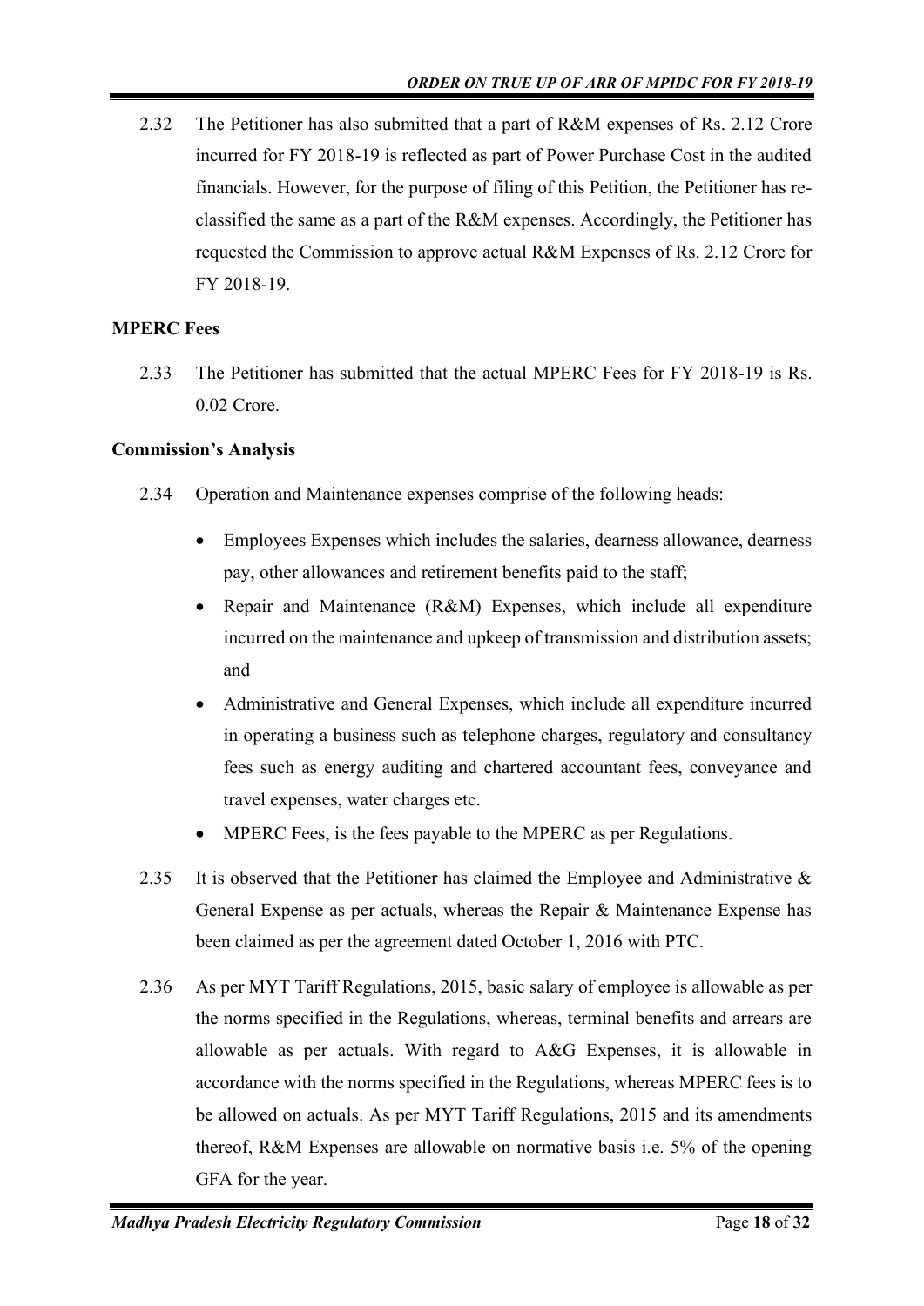2.32 The Petitioner has also submitted that a part of R&M expenses of Rs. 2.12 Crore incurred for FY 2018-19 is reflected as part of Power Purchase Cost in the audited financials. However, for the purpose of filing of this Petition, the Petitioner has re-classified the same as a part of the R&M expenses. Accordingly, the Petitioner has requested the Commission to approve actual R&M Expenses of Rs. 2.12 Crore for FY 2018-19.

**MPERC Fees**

2.33 The Petitioner has submitted that the actual MPERC Fees for FY 2018-19 is Rs. 0.02 Crore.

**Commission's Analysis**

2.34 Operation and Maintenance expenses comprise of the following heads:

- Employees Expenses which includes the salaries, dearness allowance, dearness pay, other allowances and retirement benefits paid to the staff;
- Repair and Maintenance (R&M) Expenses, which include all expenditure incurred on the maintenance and upkeep of transmission and distribution assets; and
- Administrative and General Expenses, which include all expenditure incurred in operating a business such as telephone charges, regulatory and consultancy fees such as energy auditing and chartered accountant fees, conveyance and travel expenses, water charges etc.
- MPERC Fees, is the fees payable to the MPERC as per Regulations.

2.35 It is observed that the Petitioner has claimed the Employee and Administrative & General Expense as per actuals, whereas the Repair & Maintenance Expense has been claimed as per the agreement dated October 1, 2016 with PTC.

2.36 As per MYT Tariff Regulations, 2015, basic salary of employee is allowable as per the norms specified in the Regulations, whereas, terminal benefits and arrears are allowable as per actuals. With regard to A&G Expenses, it is allowable in accordance with the norms specified in the Regulations, whereas MPERC fees is to be allowed on actuals. As per MYT Tariff Regulations, 2015 and its amendments thereof, R&M Expenses are allowable on normative basis i.e. 5% of the opening GFA for the year.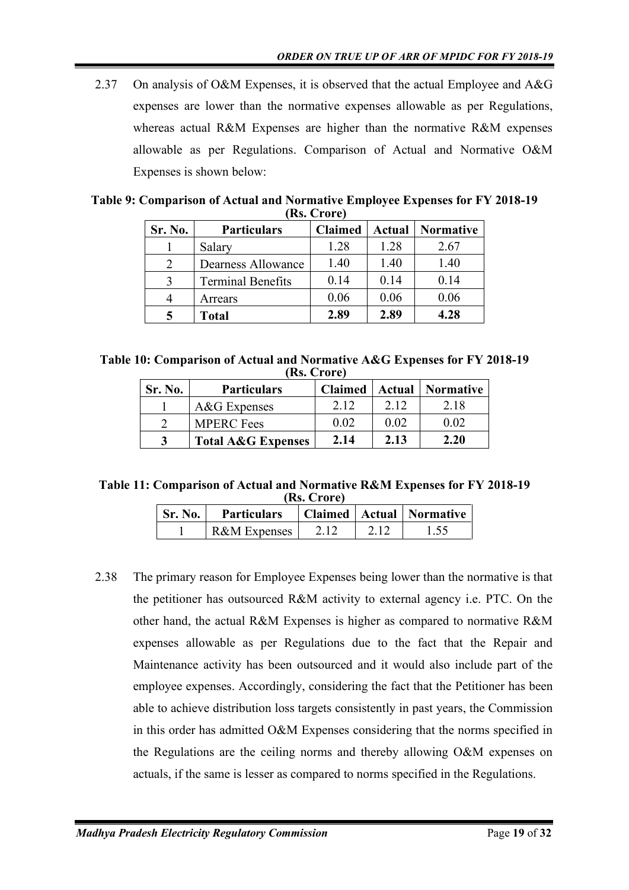2.37 On analysis of O&M Expenses, it is observed that the actual Employee and A&G expenses are lower than the normative expenses allowable as per Regulations, whereas actual R&M Expenses are higher than the normative R&M expenses allowable as per Regulations. Comparison of Actual and Normative O&M Expenses is shown below:

**Table 9: Comparison of Actual and Normative Employee Expenses for FY 2018-19 (Rs. Crore)**

| Sr. No. | Particulars | Claimed | Actual | Normative |
|---|---|---|---|---|
| 1 | Salary | 1.28 | 1.28 | 2.67 |
| 2 | Dearness Allowance | 1.40 | 1.40 | 1.40 |
| 3 | Terminal Benefits | 0.14 | 0.14 | 0.14 |
| 4 | Arrears | 0.06 | 0.06 | 0.06 |
| **5** | **Total** | **2.89** | **2.89** | **4.28** |

**Table 10: Comparison of Actual and Normative A&G Expenses for FY 2018-19 (Rs. Crore)**

| Sr. No. | Particulars | Claimed | Actual | Normative |
|---|---|---|---|---|
| 1 | A&G Expenses | 2.12 | 2.12 | 2.18 |
| 2 | MPERC Fees | 0.02 | 0.02 | 0.02 |
| **3** | **Total A&G Expenses** | **2.14** | **2.13** | **2.20** |

**Table 11: Comparison of Actual and Normative R&M Expenses for FY 2018-19 (Rs. Crore)**

| Sr. No. | Particulars | Claimed | Actual | Normative |
|---|---|---|---|---|
| 1 | R&M Expenses | 2.12 | 2.12 | 1.55 |

2.38 The primary reason for Employee Expenses being lower than the normative is that the petitioner has outsourced R&M activity to external agency i.e. PTC. On the other hand, the actual R&M Expenses is higher as compared to normative R&M expenses allowable as per Regulations due to the fact that the Repair and Maintenance activity has been outsourced and it would also include part of the employee expenses. Accordingly, considering the fact that the Petitioner has been able to achieve distribution loss targets consistently in past years, the Commission in this order has admitted O&M Expenses considering that the norms specified in the Regulations are the ceiling norms and thereby allowing O&M expenses on actuals, if the same is lesser as compared to norms specified in the Regulations.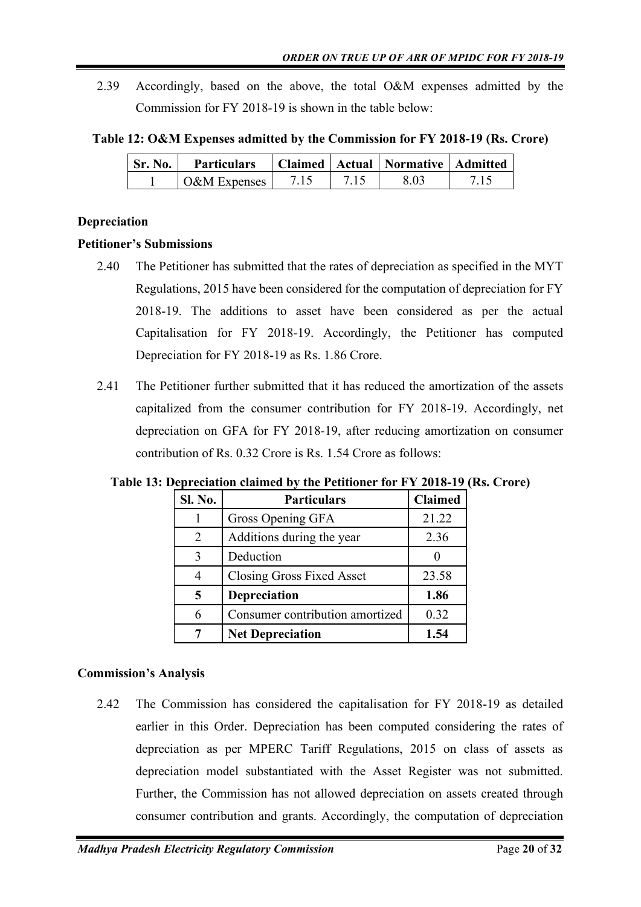2.39 Accordingly, based on the above, the total O&M expenses admitted by the Commission for FY 2018-19 is shown in the table below:

**Table 12: O&M Expenses admitted by the Commission for FY 2018-19 (Rs. Crore)**

| Sr. No. | Particulars | Claimed | Actual | Normative | Admitted |
|---|---|---|---|---|---|
| 1 | O&M Expenses | 7.15 | 7.15 | 8.03 | 7.15 |

**Depreciation**

**Petitioner's Submissions**

2.40 The Petitioner has submitted that the rates of depreciation as specified in the MYT Regulations, 2015 have been considered for the computation of depreciation for FY 2018-19. The additions to asset have been considered as per the actual Capitalisation for FY 2018-19. Accordingly, the Petitioner has computed Depreciation for FY 2018-19 as Rs. 1.86 Crore.

2.41 The Petitioner further submitted that it has reduced the amortization of the assets capitalized from the consumer contribution for FY 2018-19. Accordingly, net depreciation on GFA for FY 2018-19, after reducing amortization on consumer contribution of Rs. 0.32 Crore is Rs. 1.54 Crore as follows:

**Table 13: Depreciation claimed by the Petitioner for FY 2018-19 (Rs. Crore)**

| Sl. No. | Particulars | Claimed |
|---|---|---|
| 1 | Gross Opening GFA | 21.22 |
| 2 | Additions during the year | 2.36 |
| 3 | Deduction | 0 |
| 4 | Closing Gross Fixed Asset | 23.58 |
| **5** | **Depreciation** | **1.86** |
| 6 | Consumer contribution amortized | 0.32 |
| **7** | **Net Depreciation** | **1.54** |

**Commission's Analysis**

2.42 The Commission has considered the capitalisation for FY 2018-19 as detailed earlier in this Order. Depreciation has been computed considering the rates of depreciation as per MPERC Tariff Regulations, 2015 on class of assets as depreciation model substantiated with the Asset Register was not submitted. Further, the Commission has not allowed depreciation on assets created through consumer contribution and grants. Accordingly, the computation of depreciation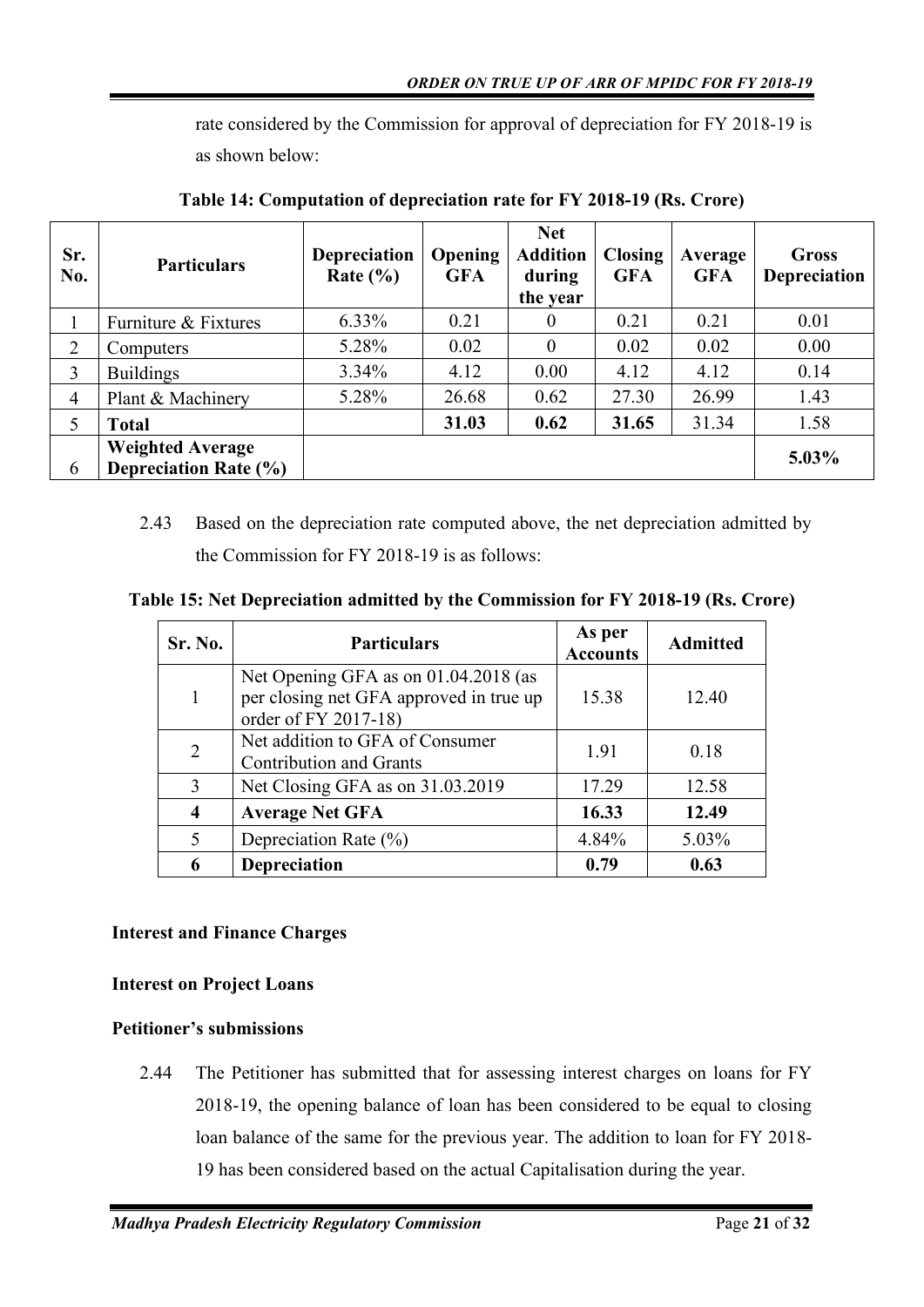rate considered by the Commission for approval of depreciation for FY 2018-19 is as shown below:

**Table 14: Computation of depreciation rate for FY 2018-19 (Rs. Crore)**

| Sr. No. | Particulars | Depreciation Rate (%) | Opening GFA | Net Addition during the year | Closing GFA | Average GFA | Gross Depreciation |
|---|---|---|---|---|---|---|---|
| 1 | Furniture & Fixtures | 6.33% | 0.21 | 0 | 0.21 | 0.21 | 0.01 |
| 2 | Computers | 5.28% | 0.02 | 0 | 0.02 | 0.02 | 0.00 |
| 3 | Buildings | 3.34% | 4.12 | 0.00 | 4.12 | 4.12 | 0.14 |
| 4 | Plant & Machinery | 5.28% | 26.68 | 0.62 | 27.30 | 26.99 | 1.43 |
| 5 | **Total** | | **31.03** | **0.62** | **31.65** | 31.34 | 1.58 |
| 6 | **Weighted Average Depreciation Rate (%)** | | | | | | **5.03%** |

2.43 Based on the depreciation rate computed above, the net depreciation admitted by the Commission for FY 2018-19 is as follows:

**Table 15: Net Depreciation admitted by the Commission for FY 2018-19 (Rs. Crore)**

| Sr. No. | Particulars | As per Accounts | Admitted |
|---|---|---|---|
| 1 | Net Opening GFA as on 01.04.2018 (as per closing net GFA approved in true up order of FY 2017-18) | 15.38 | 12.40 |
| 2 | Net addition to GFA of Consumer Contribution and Grants | 1.91 | 0.18 |
| 3 | Net Closing GFA as on 31.03.2019 | 17.29 | 12.58 |
| **4** | **Average Net GFA** | **16.33** | **12.49** |
| 5 | Depreciation Rate (%) | 4.84% | 5.03% |
| **6** | **Depreciation** | **0.79** | **0.63** |

**Interest and Finance Charges**

**Interest on Project Loans**

**Petitioner's submissions**

2.44 The Petitioner has submitted that for assessing interest charges on loans for FY 2018-19, the opening balance of loan has been considered to be equal to closing loan balance of the same for the previous year. The addition to loan for FY 2018-19 has been considered based on the actual Capitalisation during the year.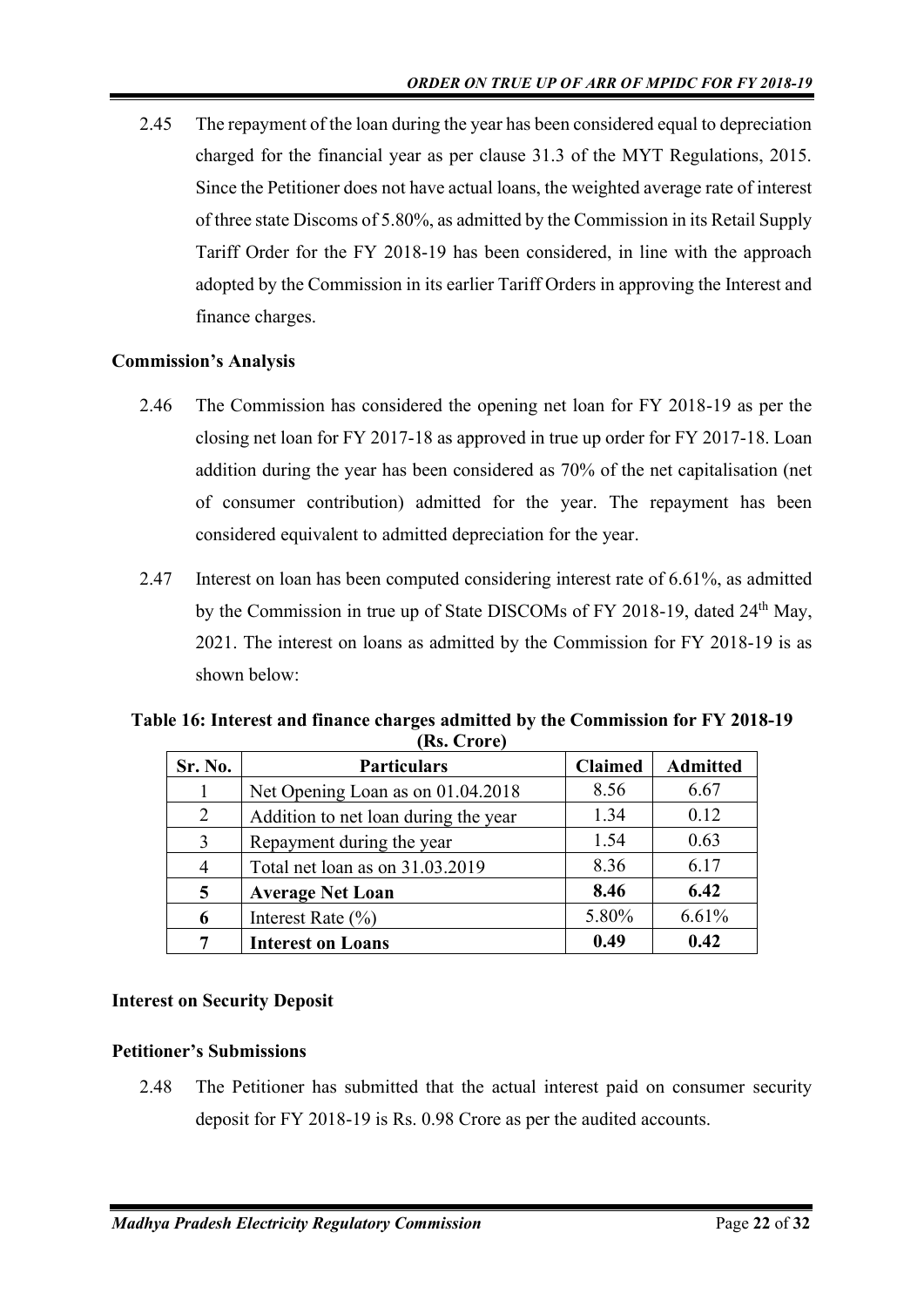2.45 The repayment of the loan during the year has been considered equal to depreciation charged for the financial year as per clause 31.3 of the MYT Regulations, 2015. Since the Petitioner does not have actual loans, the weighted average rate of interest of three state Discoms of 5.80%, as admitted by the Commission in its Retail Supply Tariff Order for the FY 2018-19 has been considered, in line with the approach adopted by the Commission in its earlier Tariff Orders in approving the Interest and finance charges.

**Commission's Analysis**

2.46 The Commission has considered the opening net loan for FY 2018-19 as per the closing net loan for FY 2017-18 as approved in true up order for FY 2017-18. Loan addition during the year has been considered as 70% of the net capitalisation (net of consumer contribution) admitted for the year. The repayment has been considered equivalent to admitted depreciation for the year.

2.47 Interest on loan has been computed considering interest rate of 6.61%, as admitted by the Commission in true up of State DISCOMs of FY 2018-19, dated 24th May, 2021. The interest on loans as admitted by the Commission for FY 2018-19 is as shown below:

**Table 16: Interest and finance charges admitted by the Commission for FY 2018-19 (Rs. Crore)**

| Sr. No. | Particulars | Claimed | Admitted |
|---|---|---|---|
| 1 | Net Opening Loan as on 01.04.2018 | 8.56 | 6.67 |
| 2 | Addition to net loan during the year | 1.34 | 0.12 |
| 3 | Repayment during the year | 1.54 | 0.63 |
| 4 | Total net loan as on 31.03.2019 | 8.36 | 6.17 |
| **5** | **Average Net Loan** | **8.46** | **6.42** |
| **6** | Interest Rate (%) | 5.80% | 6.61% |
| **7** | **Interest on Loans** | **0.49** | **0.42** |

**Interest on Security Deposit**

**Petitioner's Submissions**

2.48 The Petitioner has submitted that the actual interest paid on consumer security deposit for FY 2018-19 is Rs. 0.98 Crore as per the audited accounts.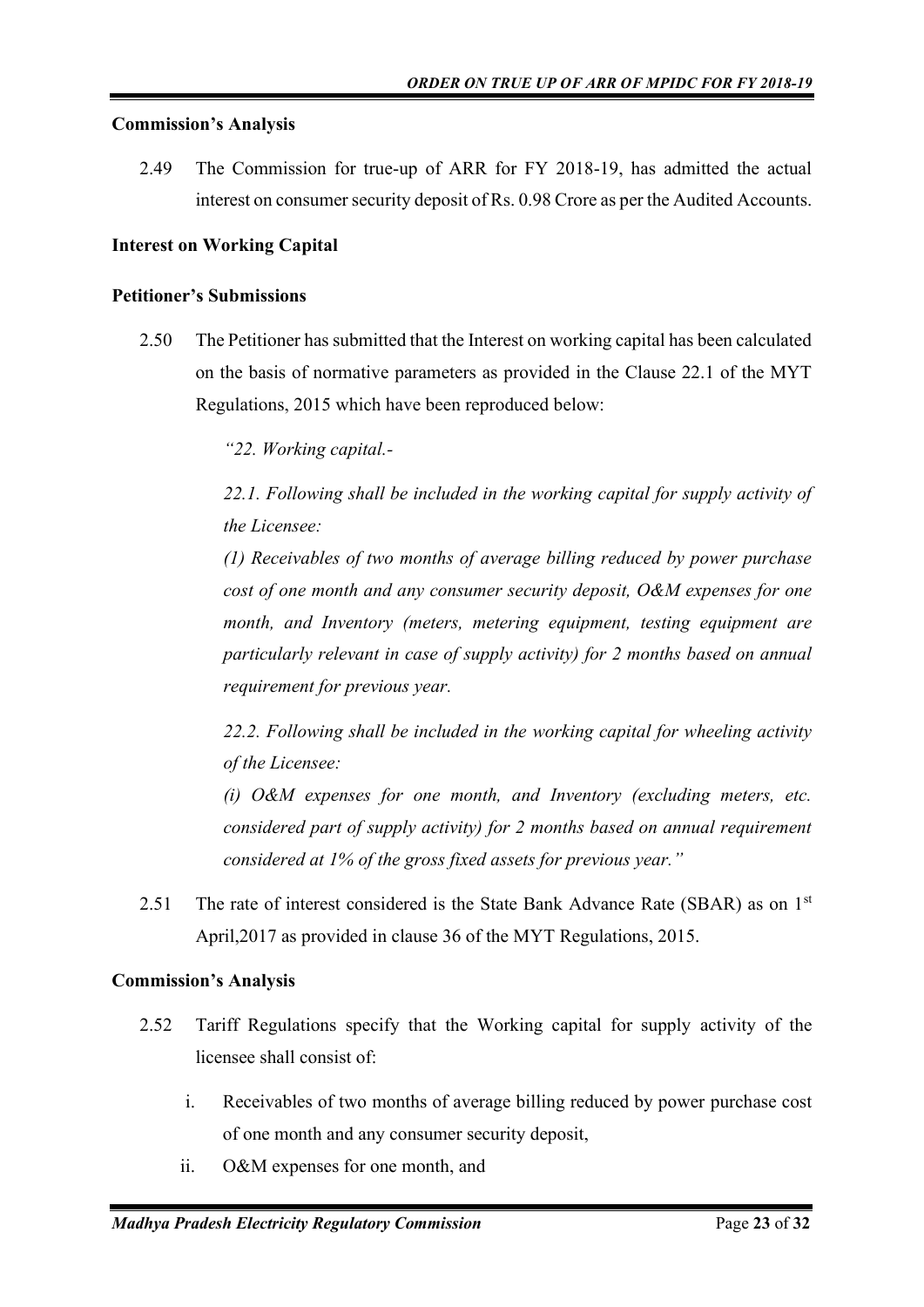**Commission's Analysis**

2.49 The Commission for true-up of ARR for FY 2018-19, has admitted the actual interest on consumer security deposit of Rs. 0.98 Crore as per the Audited Accounts.

**Interest on Working Capital**

**Petitioner's Submissions**

2.50 The Petitioner has submitted that the Interest on working capital has been calculated on the basis of normative parameters as provided in the Clause 22.1 of the MYT Regulations, 2015 which have been reproduced below:

*"22. Working capital.-*

*22.1. Following shall be included in the working capital for supply activity of the Licensee:*

*(1) Receivables of two months of average billing reduced by power purchase cost of one month and any consumer security deposit, O&M expenses for one month, and Inventory (meters, metering equipment, testing equipment are particularly relevant in case of supply activity) for 2 months based on annual requirement for previous year.*

*22.2. Following shall be included in the working capital for wheeling activity of the Licensee:*

*(i) O&M expenses for one month, and Inventory (excluding meters, etc. considered part of supply activity) for 2 months based on annual requirement considered at 1% of the gross fixed assets for previous year."*

2.51 The rate of interest considered is the State Bank Advance Rate (SBAR) as on 1st April,2017 as provided in clause 36 of the MYT Regulations, 2015.

**Commission's Analysis**

2.52 Tariff Regulations specify that the Working capital for supply activity of the licensee shall consist of:

i. Receivables of two months of average billing reduced by power purchase cost of one month and any consumer security deposit,

ii. O&M expenses for one month, and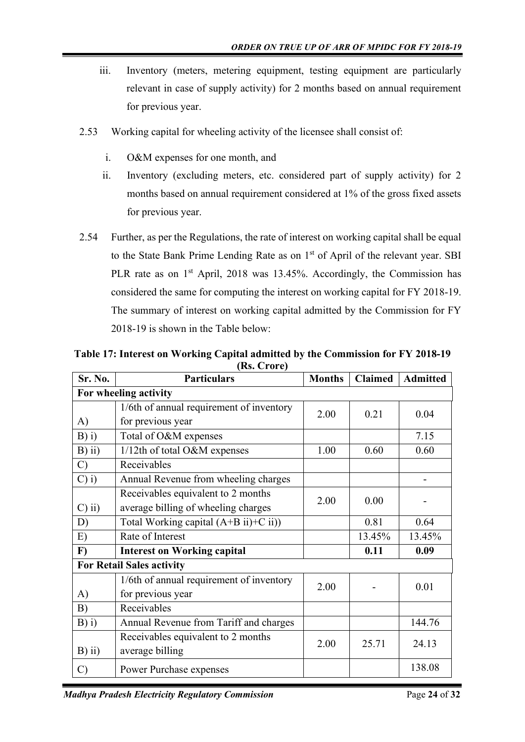iii. Inventory (meters, metering equipment, testing equipment are particularly relevant in case of supply activity) for 2 months based on annual requirement for previous year.

2.53 Working capital for wheeling activity of the licensee shall consist of:

i. O&M expenses for one month, and

ii. Inventory (excluding meters, etc. considered part of supply activity) for 2 months based on annual requirement considered at 1% of the gross fixed assets for previous year.

2.54 Further, as per the Regulations, the rate of interest on working capital shall be equal to the State Bank Prime Lending Rate as on 1st of April of the relevant year. SBI PLR rate as on 1st April, 2018 was 13.45%. Accordingly, the Commission has considered the same for computing the interest on working capital for FY 2018-19. The summary of interest on working capital admitted by the Commission for FY 2018-19 is shown in the Table below:

**Table 17: Interest on Working Capital admitted by the Commission for FY 2018-19 (Rs. Crore)**

| Sr. No. | Particulars | Months | Claimed | Admitted |
|---|---|---|---|---|
| **For wheeling activity** | | | | |
| A) | 1/6th of annual requirement of inventory for previous year | 2.00 | 0.21 | 0.04 |
| B) i) | Total of O&M expenses | | | 7.15 |
| B) ii) | 1/12th of total O&M expenses | 1.00 | 0.60 | 0.60 |
| C) | Receivables | | | |
| C) i) | Annual Revenue from wheeling charges | | | - |
| C) ii) | Receivables equivalent to 2 months average billing of wheeling charges | 2.00 | 0.00 | - |
| D) | Total Working capital (A+B ii)+C ii)) | | 0.81 | 0.64 |
| E) | Rate of Interest | | 13.45% | 13.45% |
| **F)** | **Interest on Working capital** | | **0.11** | **0.09** |
| **For Retail Sales activity** | | | | |
| A) | 1/6th of annual requirement of inventory for previous year | 2.00 | - | 0.01 |
| B) | Receivables | | | |
| B) i) | Annual Revenue from Tariff and charges | | | 144.76 |
| B) ii) | Receivables equivalent to 2 months average billing | 2.00 | 25.71 | 24.13 |
| C) | Power Purchase expenses | | | 138.08 |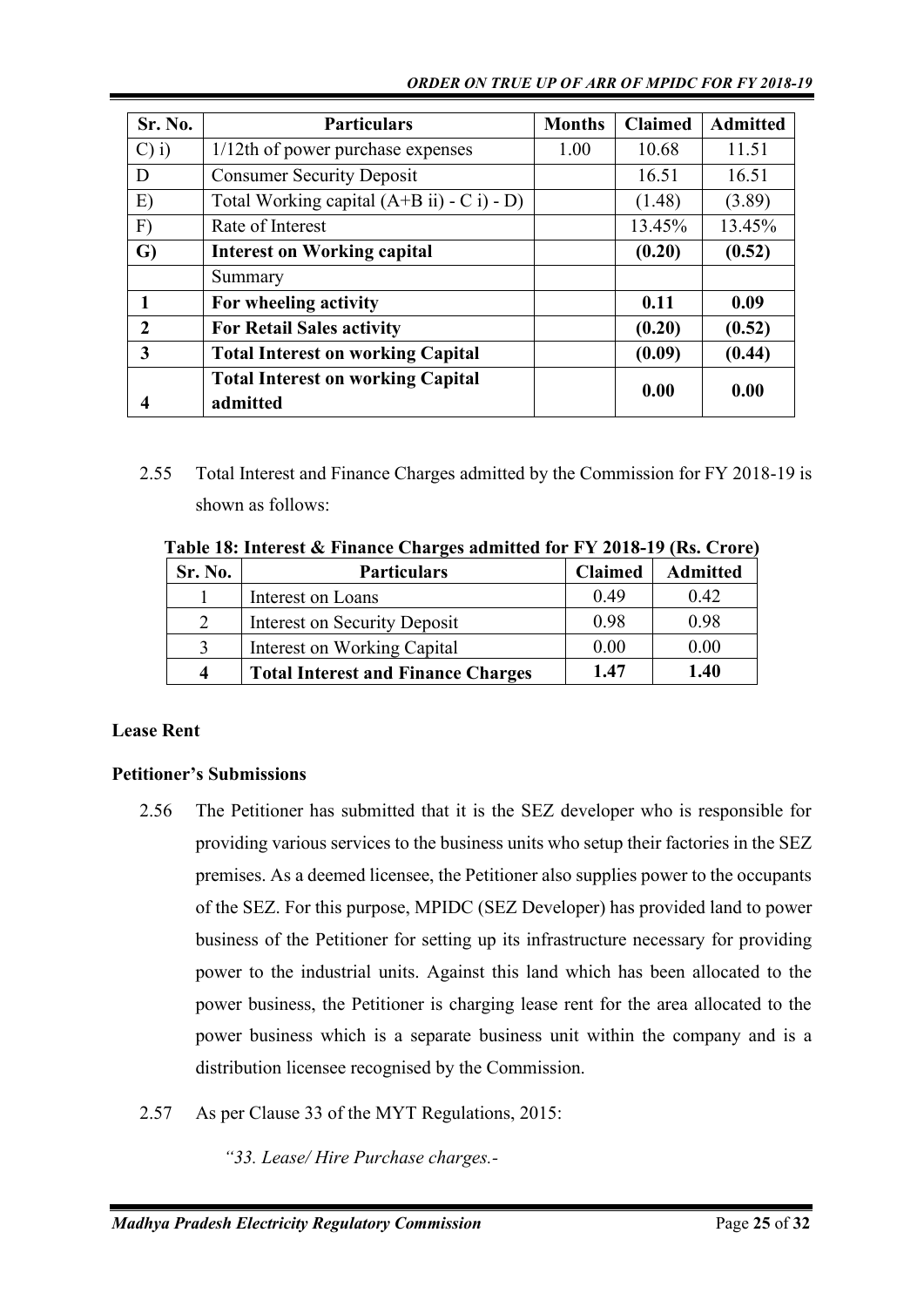| Sr. No. | Particulars | Months | Claimed | Admitted |
|---|---|---|---|---|
| C) i) | 1/12th of power purchase expenses | 1.00 | 10.68 | 11.51 |
| D | Consumer Security Deposit | | 16.51 | 16.51 |
| E) | Total Working capital (A+B ii) - C i) - D) | | (1.48) | (3.89) |
| F) | Rate of Interest | | 13.45% | 13.45% |
| **G)** | **Interest on Working capital** | | **(0.20)** | **(0.52)** |
| | Summary | | | |
| **1** | **For wheeling activity** | | **0.11** | **0.09** |
| **2** | **For Retail Sales activity** | | **(0.20)** | **(0.52)** |
| **3** | **Total Interest on working Capital** | | **(0.09)** | **(0.44)** |
| **4** | **Total Interest on working Capital admitted** | | **0.00** | **0.00** |

2.55 Total Interest and Finance Charges admitted by the Commission for FY 2018-19 is shown as follows:

**Table 18: Interest & Finance Charges admitted for FY 2018-19 (Rs. Crore)**

| Sr. No. | Particulars | Claimed | Admitted |
|---|---|---|---|
| 1 | Interest on Loans | 0.49 | 0.42 |
| 2 | Interest on Security Deposit | 0.98 | 0.98 |
| 3 | Interest on Working Capital | 0.00 | 0.00 |
| **4** | **Total Interest and Finance Charges** | **1.47** | **1.40** |

**Lease Rent**

**Petitioner's Submissions**

2.56 The Petitioner has submitted that it is the SEZ developer who is responsible for providing various services to the business units who setup their factories in the SEZ premises. As a deemed licensee, the Petitioner also supplies power to the occupants of the SEZ. For this purpose, MPIDC (SEZ Developer) has provided land to power business of the Petitioner for setting up its infrastructure necessary for providing power to the industrial units. Against this land which has been allocated to the power business, the Petitioner is charging lease rent for the area allocated to the power business which is a separate business unit within the company and is a distribution licensee recognised by the Commission.

2.57 As per Clause 33 of the MYT Regulations, 2015:

*"33. Lease/ Hire Purchase charges.-*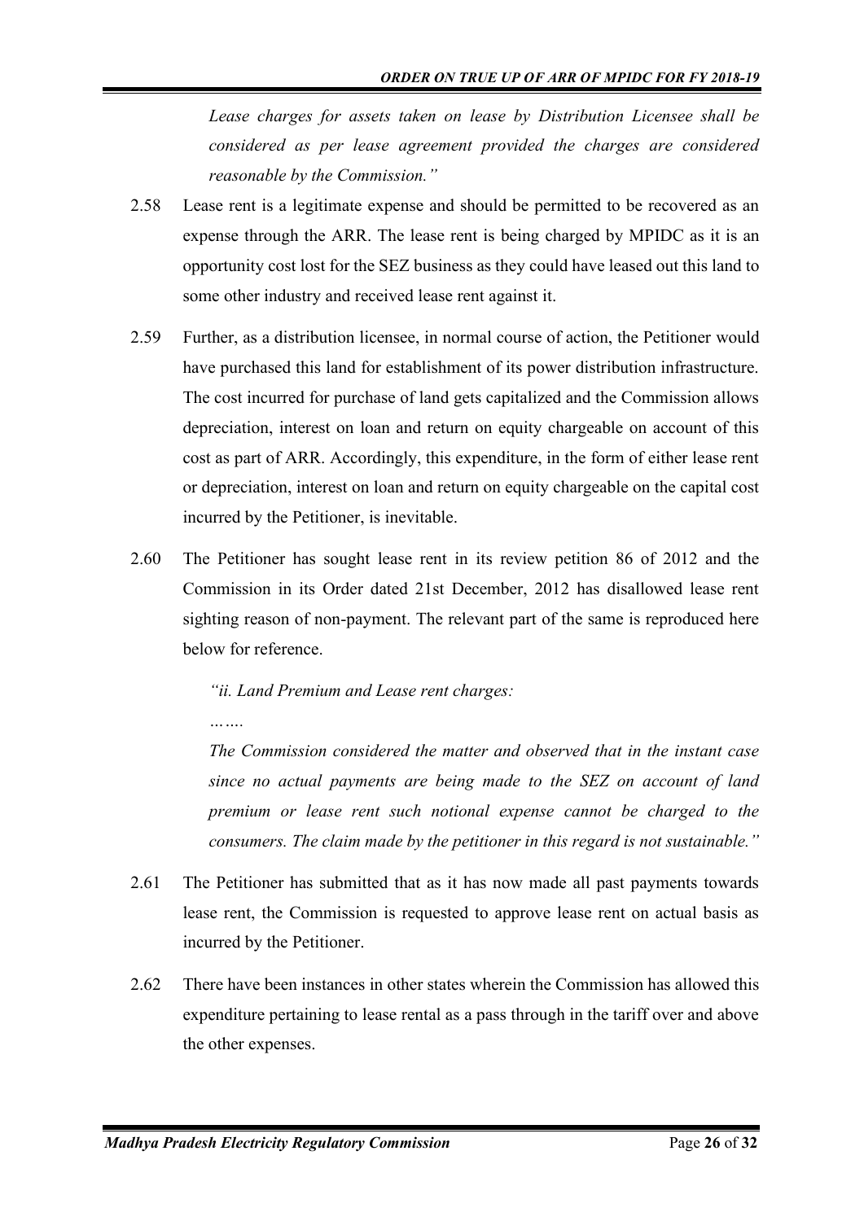*Lease charges for assets taken on lease by Distribution Licensee shall be considered as per lease agreement provided the charges are considered reasonable by the Commission."*

2.58 Lease rent is a legitimate expense and should be permitted to be recovered as an expense through the ARR. The lease rent is being charged by MPIDC as it is an opportunity cost lost for the SEZ business as they could have leased out this land to some other industry and received lease rent against it.

2.59 Further, as a distribution licensee, in normal course of action, the Petitioner would have purchased this land for establishment of its power distribution infrastructure. The cost incurred for purchase of land gets capitalized and the Commission allows depreciation, interest on loan and return on equity chargeable on account of this cost as part of ARR. Accordingly, this expenditure, in the form of either lease rent or depreciation, interest on loan and return on equity chargeable on the capital cost incurred by the Petitioner, is inevitable.

2.60 The Petitioner has sought lease rent in its review petition 86 of 2012 and the Commission in its Order dated 21st December, 2012 has disallowed lease rent sighting reason of non-payment. The relevant part of the same is reproduced here below for reference.

*"ii. Land Premium and Lease rent charges:*

*…….*

*The Commission considered the matter and observed that in the instant case since no actual payments are being made to the SEZ on account of land premium or lease rent such notional expense cannot be charged to the consumers. The claim made by the petitioner in this regard is not sustainable."*

2.61 The Petitioner has submitted that as it has now made all past payments towards lease rent, the Commission is requested to approve lease rent on actual basis as incurred by the Petitioner.

2.62 There have been instances in other states wherein the Commission has allowed this expenditure pertaining to lease rental as a pass through in the tariff over and above the other expenses.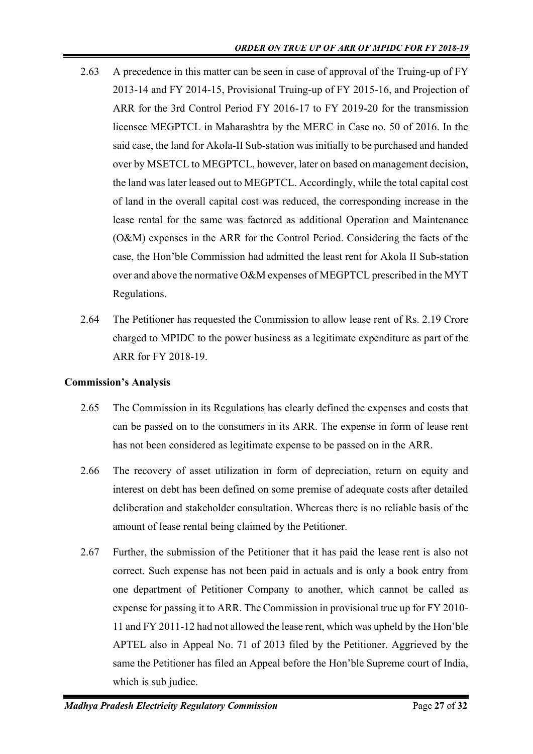2.63 A precedence in this matter can be seen in case of approval of the Truing-up of FY 2013-14 and FY 2014-15, Provisional Truing-up of FY 2015-16, and Projection of ARR for the 3rd Control Period FY 2016-17 to FY 2019-20 for the transmission licensee MEGPTCL in Maharashtra by the MERC in Case no. 50 of 2016. In the said case, the land for Akola-II Sub-station was initially to be purchased and handed over by MSETCL to MEGPTCL, however, later on based on management decision, the land was later leased out to MEGPTCL. Accordingly, while the total capital cost of land in the overall capital cost was reduced, the corresponding increase in the lease rental for the same was factored as additional Operation and Maintenance (O&M) expenses in the ARR for the Control Period. Considering the facts of the case, the Hon'ble Commission had admitted the least rent for Akola II Sub-station over and above the normative O&M expenses of MEGPTCL prescribed in the MYT Regulations.

2.64 The Petitioner has requested the Commission to allow lease rent of Rs. 2.19 Crore charged to MPIDC to the power business as a legitimate expenditure as part of the ARR for FY 2018-19.

**Commission's Analysis**

2.65 The Commission in its Regulations has clearly defined the expenses and costs that can be passed on to the consumers in its ARR. The expense in form of lease rent has not been considered as legitimate expense to be passed on in the ARR.

2.66 The recovery of asset utilization in form of depreciation, return on equity and interest on debt has been defined on some premise of adequate costs after detailed deliberation and stakeholder consultation. Whereas there is no reliable basis of the amount of lease rental being claimed by the Petitioner.

2.67 Further, the submission of the Petitioner that it has paid the lease rent is also not correct. Such expense has not been paid in actuals and is only a book entry from one department of Petitioner Company to another, which cannot be called as expense for passing it to ARR. The Commission in provisional true up for FY 2010-11 and FY 2011-12 had not allowed the lease rent, which was upheld by the Hon'ble APTEL also in Appeal No. 71 of 2013 filed by the Petitioner. Aggrieved by the same the Petitioner has filed an Appeal before the Hon'ble Supreme court of India, which is sub judice.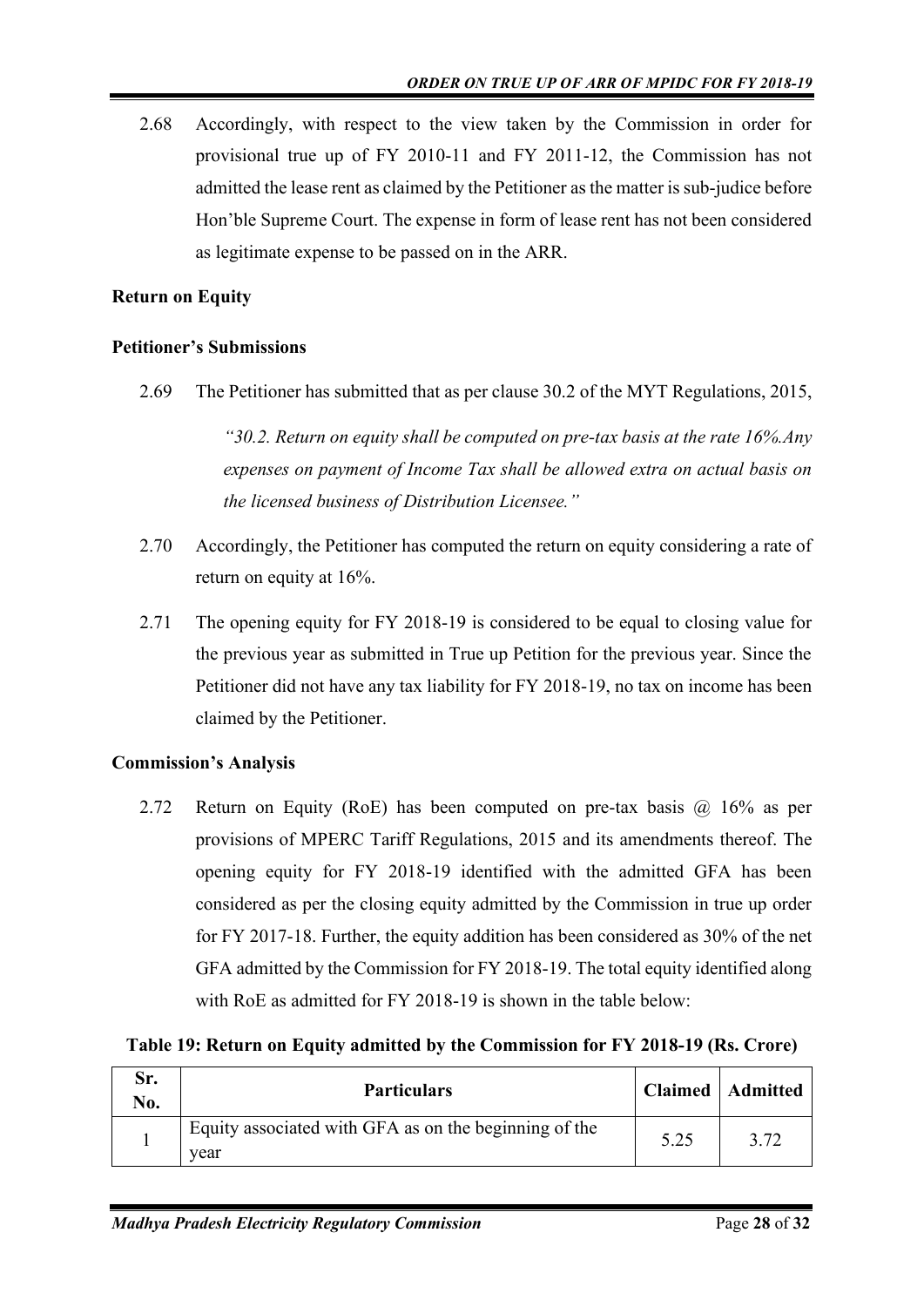2.68 Accordingly, with respect to the view taken by the Commission in order for provisional true up of FY 2010-11 and FY 2011-12, the Commission has not admitted the lease rent as claimed by the Petitioner as the matter is sub-judice before Hon'ble Supreme Court. The expense in form of lease rent has not been considered as legitimate expense to be passed on in the ARR.

**Return on Equity**

**Petitioner's Submissions**

2.69 The Petitioner has submitted that as per clause 30.2 of the MYT Regulations, 2015,

*"30.2. Return on equity shall be computed on pre-tax basis at the rate 16%.Any expenses on payment of Income Tax shall be allowed extra on actual basis on the licensed business of Distribution Licensee."*

2.70 Accordingly, the Petitioner has computed the return on equity considering a rate of return on equity at 16%.

2.71 The opening equity for FY 2018-19 is considered to be equal to closing value for the previous year as submitted in True up Petition for the previous year. Since the Petitioner did not have any tax liability for FY 2018-19, no tax on income has been claimed by the Petitioner.

**Commission's Analysis**

2.72 Return on Equity (RoE) has been computed on pre-tax basis @ 16% as per provisions of MPERC Tariff Regulations, 2015 and its amendments thereof. The opening equity for FY 2018-19 identified with the admitted GFA has been considered as per the closing equity admitted by the Commission in true up order for FY 2017-18. Further, the equity addition has been considered as 30% of the net GFA admitted by the Commission for FY 2018-19. The total equity identified along with RoE as admitted for FY 2018-19 is shown in the table below:

**Table 19: Return on Equity admitted by the Commission for FY 2018-19 (Rs. Crore)**

| Sr. No. | Particulars | Claimed | Admitted |
|---|---|---|---|
| 1 | Equity associated with GFA as on the beginning of the year | 5.25 | 3.72 |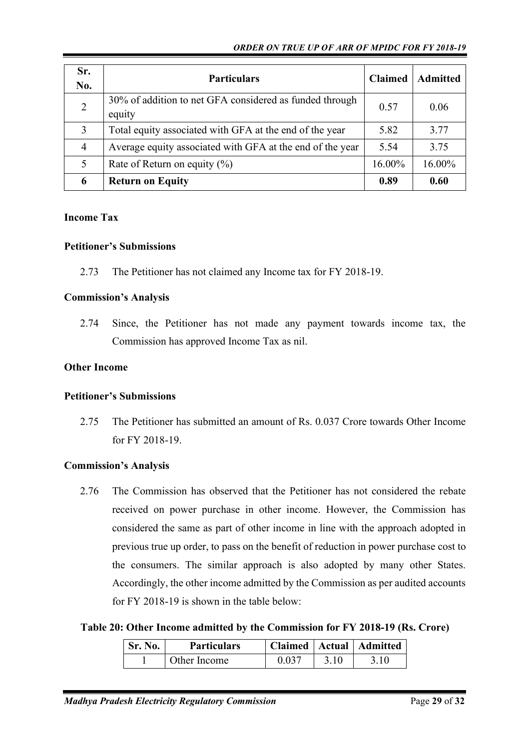| Sr. No. | Particulars | Claimed | Admitted |
|---|---|---|---|
| 2 | 30% of addition to net GFA considered as funded through equity | 0.57 | 0.06 |
| 3 | Total equity associated with GFA at the end of the year | 5.82 | 3.77 |
| 4 | Average equity associated with GFA at the end of the year | 5.54 | 3.75 |
| 5 | Rate of Return on equity (%) | 16.00% | 16.00% |
| **6** | **Return on Equity** | **0.89** | **0.60** |

**Income Tax**

**Petitioner's Submissions**

2.73 The Petitioner has not claimed any Income tax for FY 2018-19.

**Commission's Analysis**

2.74 Since, the Petitioner has not made any payment towards income tax, the Commission has approved Income Tax as nil.

**Other Income**

**Petitioner's Submissions**

2.75 The Petitioner has submitted an amount of Rs. 0.037 Crore towards Other Income for FY 2018-19.

**Commission's Analysis**

2.76 The Commission has observed that the Petitioner has not considered the rebate received on power purchase in other income. However, the Commission has considered the same as part of other income in line with the approach adopted in previous true up order, to pass on the benefit of reduction in power purchase cost to the consumers. The similar approach is also adopted by many other States. Accordingly, the other income admitted by the Commission as per audited accounts for FY 2018-19 is shown in the table below:

**Table 20: Other Income admitted by the Commission for FY 2018-19 (Rs. Crore)**

| Sr. No. | Particulars | Claimed | Actual | Admitted |
|---|---|---|---|---|
| 1 | Other Income | 0.037 | 3.10 | 3.10 |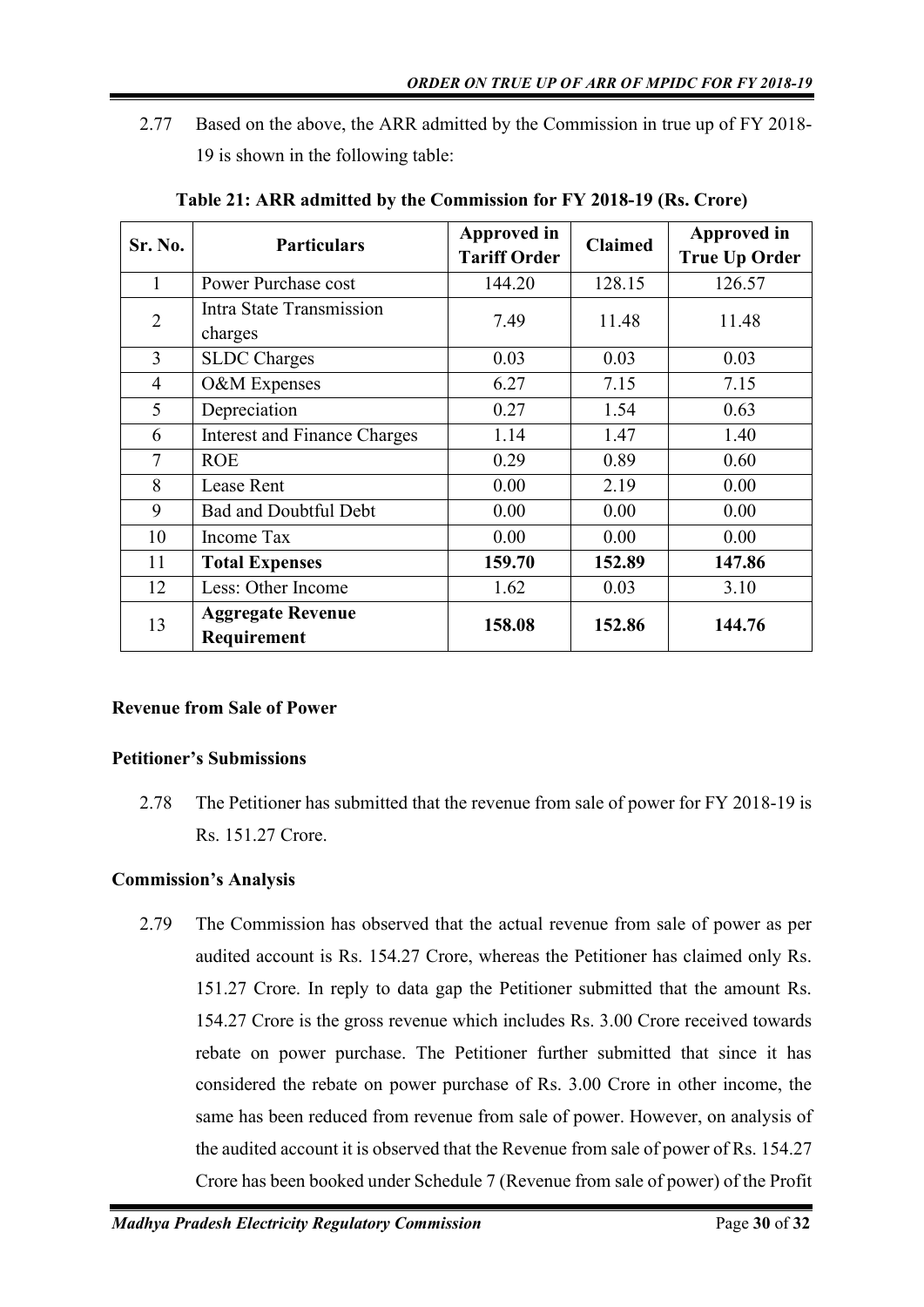2.77 Based on the above, the ARR admitted by the Commission in true up of FY 2018-19 is shown in the following table:

**Table 21: ARR admitted by the Commission for FY 2018-19 (Rs. Crore)**

| Sr. No. | Particulars | Approved in Tariff Order | Claimed | Approved in True Up Order |
|---|---|---|---|---|
| 1 | Power Purchase cost | 144.20 | 128.15 | 126.57 |
| 2 | Intra State Transmission charges | 7.49 | 11.48 | 11.48 |
| 3 | SLDC Charges | 0.03 | 0.03 | 0.03 |
| 4 | O&M Expenses | 6.27 | 7.15 | 7.15 |
| 5 | Depreciation | 0.27 | 1.54 | 0.63 |
| 6 | Interest and Finance Charges | 1.14 | 1.47 | 1.40 |
| 7 | ROE | 0.29 | 0.89 | 0.60 |
| 8 | Lease Rent | 0.00 | 2.19 | 0.00 |
| 9 | Bad and Doubtful Debt | 0.00 | 0.00 | 0.00 |
| 10 | Income Tax | 0.00 | 0.00 | 0.00 |
| 11 | **Total Expenses** | **159.70** | **152.89** | **147.86** |
| 12 | Less: Other Income | 1.62 | 0.03 | 3.10 |
| 13 | **Aggregate Revenue Requirement** | **158.08** | **152.86** | **144.76** |

**Revenue from Sale of Power**

**Petitioner's Submissions**

2.78 The Petitioner has submitted that the revenue from sale of power for FY 2018-19 is Rs. 151.27 Crore.

**Commission's Analysis**

2.79 The Commission has observed that the actual revenue from sale of power as per audited account is Rs. 154.27 Crore, whereas the Petitioner has claimed only Rs. 151.27 Crore. In reply to data gap the Petitioner submitted that the amount Rs. 154.27 Crore is the gross revenue which includes Rs. 3.00 Crore received towards rebate on power purchase. The Petitioner further submitted that since it has considered the rebate on power purchase of Rs. 3.00 Crore in other income, the same has been reduced from revenue from sale of power. However, on analysis of the audited account it is observed that the Revenue from sale of power of Rs. 154.27 Crore has been booked under Schedule 7 (Revenue from sale of power) of the Profit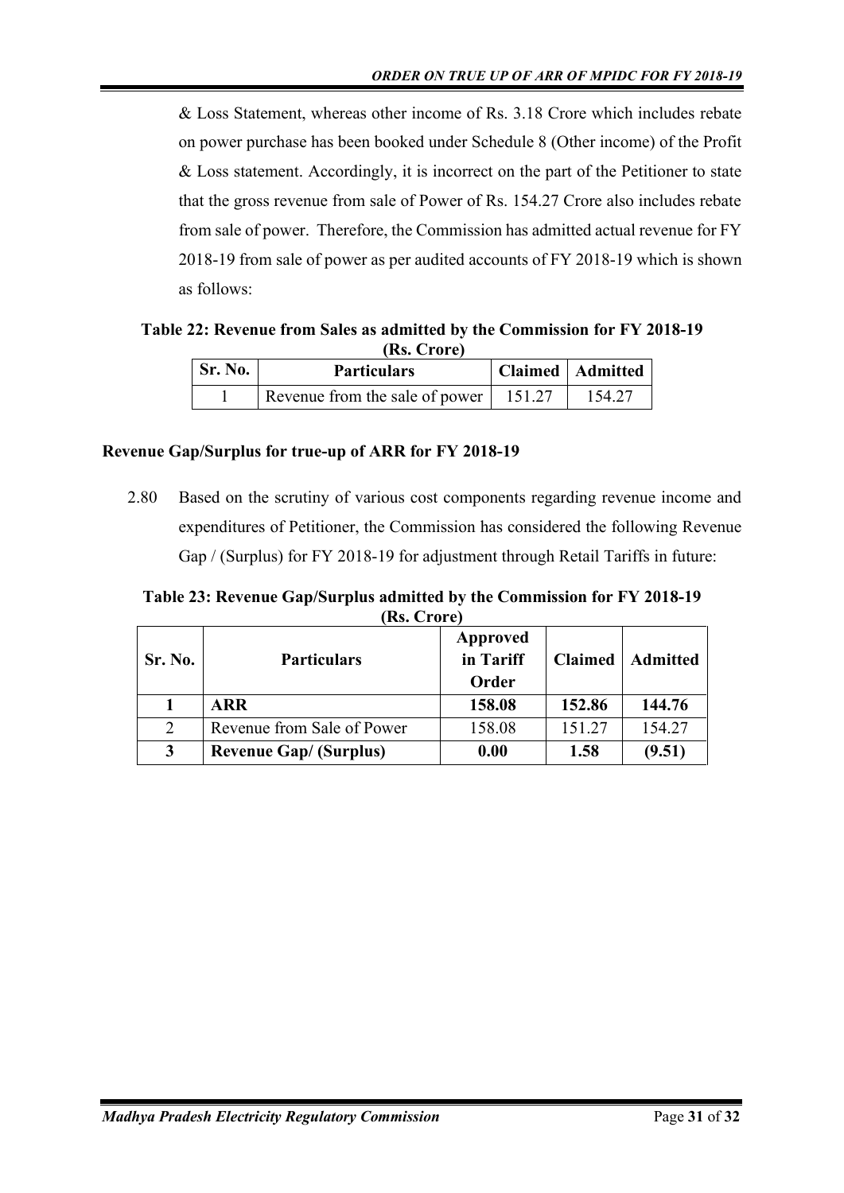& Loss Statement, whereas other income of Rs. 3.18 Crore which includes rebate on power purchase has been booked under Schedule 8 (Other income) of the Profit & Loss statement. Accordingly, it is incorrect on the part of the Petitioner to state that the gross revenue from sale of Power of Rs. 154.27 Crore also includes rebate from sale of power. Therefore, the Commission has admitted actual revenue for FY 2018-19 from sale of power as per audited accounts of FY 2018-19 which is shown as follows:

**Table 22: Revenue from Sales as admitted by the Commission for FY 2018-19 (Rs. Crore)**

| Sr. No. | Particulars | Claimed | Admitted |
|---|---|---|---|
| 1 | Revenue from the sale of power | 151.27 | 154.27 |

### Revenue Gap/Surplus for true-up of ARR for FY 2018-19

2.80 Based on the scrutiny of various cost components regarding revenue income and expenditures of Petitioner, the Commission has considered the following Revenue Gap / (Surplus) for FY 2018-19 for adjustment through Retail Tariffs in future:

**Table 23: Revenue Gap/Surplus admitted by the Commission for FY 2018-19 (Rs. Crore)**

| Sr. No. | Particulars | Approved in Tariff Order | Claimed | Admitted |
|---|---|---|---|---|
| **1** | **ARR** | **158.08** | **152.86** | **144.76** |
| 2 | Revenue from Sale of Power | 158.08 | 151.27 | 154.27 |
| **3** | **Revenue Gap/ (Surplus)** | **0.00** | **1.58** | **(9.51)** |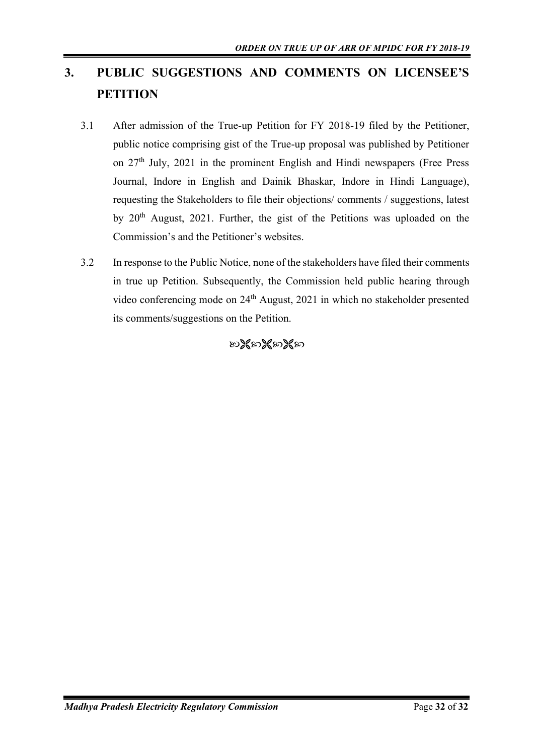# 3. PUBLIC SUGGESTIONS AND COMMENTS ON LICENSEE'S PETITION

3.1 After admission of the True-up Petition for FY 2018-19 filed by the Petitioner, public notice comprising gist of the True-up proposal was published by Petitioner on 27th July, 2021 in the prominent English and Hindi newspapers (Free Press Journal, Indore in English and Dainik Bhaskar, Indore in Hindi Language), requesting the Stakeholders to file their objections/ comments / suggestions, latest by 20th August, 2021. Further, the gist of the Petitions was uploaded on the Commission's and the Petitioner's websites.

3.2 In response to the Public Notice, none of the stakeholders have filed their comments in true up Petition. Subsequently, the Commission held public hearing through video conferencing mode on 24th August, 2021 in which no stakeholder presented its comments/suggestions on the Petition.